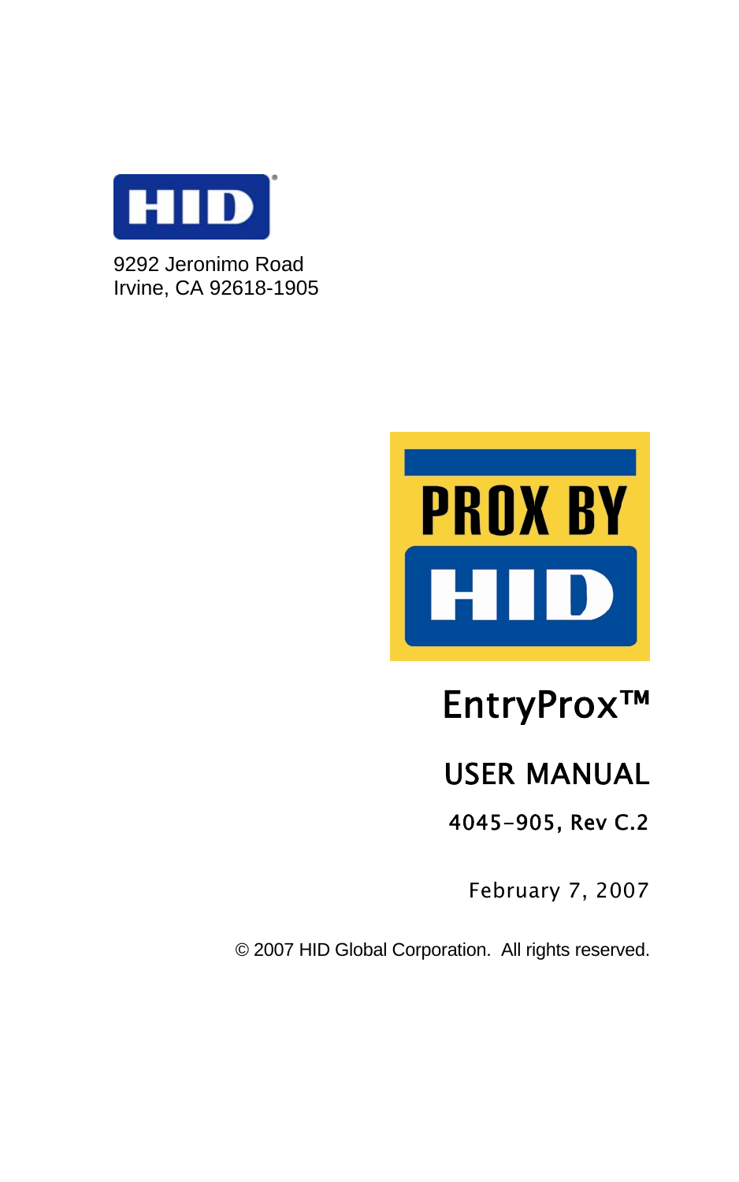HID

9292 Jeronimo Road
Irvine, CA 92618-1905

PROX BY HID

# EntryProx™

## USER MANUAL

**4045-905, Rev C.2**

February 7, 2007

© 2007 HID Global Corporation. All rights reserved.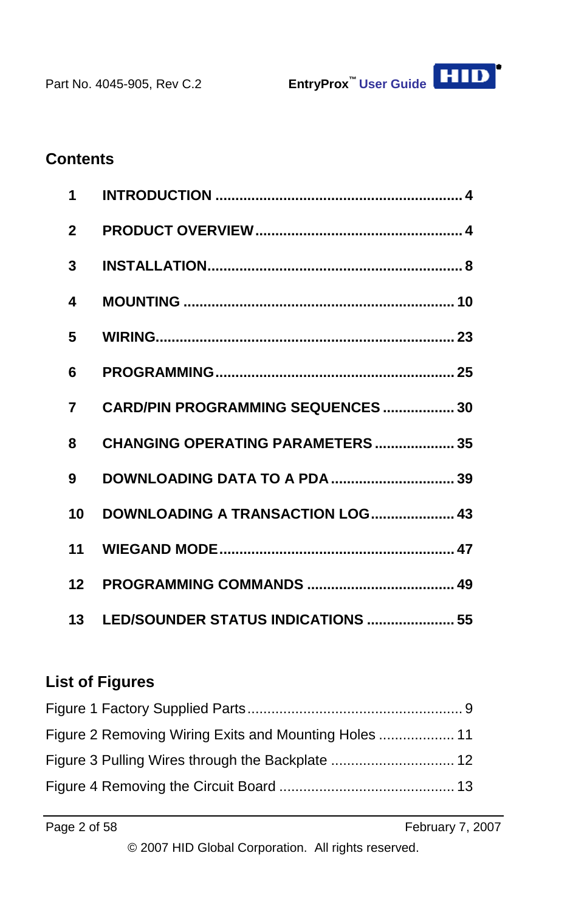## Contents

| | | |
|---|---|---|
| 1 | **INTRODUCTION** | 4 |
| 2 | **PRODUCT OVERVIEW** | 4 |
| 3 | **INSTALLATION** | 8 |
| 4 | **MOUNTING** | 10 |
| 5 | **WIRING** | 23 |
| 6 | **PROGRAMMING** | 25 |
| 7 | **CARD/PIN PROGRAMMING SEQUENCES** | 30 |
| 8 | **CHANGING OPERATING PARAMETERS** | 35 |
| 9 | **DOWNLOADING DATA TO A PDA** | 39 |
| 10 | **DOWNLOADING A TRANSACTION LOG** | 43 |
| 11 | **WIEGAND MODE** | 47 |
| 12 | **PROGRAMMING COMMANDS** | 49 |
| 13 | **LED/SOUNDER STATUS INDICATIONS** | 55 |

## List of Figures

Figure 1 Factory Supplied Parts ........ 9

Figure 2 Removing Wiring Exits and Mounting Holes ........ 11

Figure 3 Pulling Wires through the Backplate ........ 12

Figure 4 Removing the Circuit Board ........ 13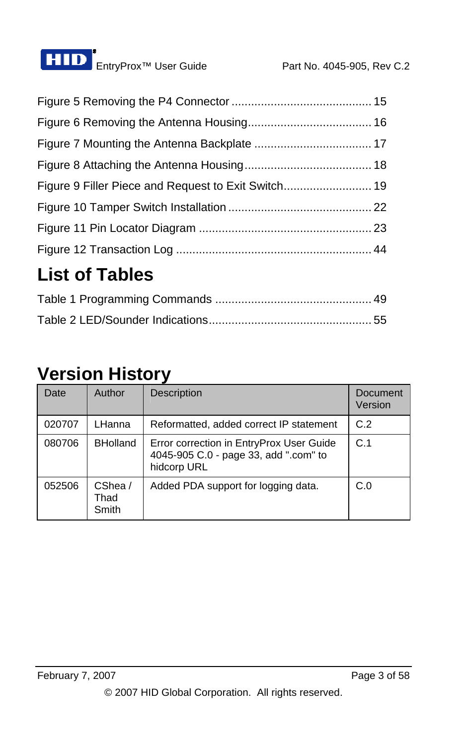Figure 5 Removing the P4 Connector .......................................... 15

Figure 6 Removing the Antenna Housing..................................... 16

Figure 7 Mounting the Antenna Backplate ................................... 17

Figure 8 Attaching the Antenna Housing...................................... 18

Figure 9 Filler Piece and Request to Exit Switch.......................... 19

Figure 10 Tamper Switch Installation ........................................... 22

Figure 11 Pin Locator Diagram .................................................... 23

Figure 12 Transaction Log ........................................................... 44

# List of Tables

Table 1 Programming Commands ............................................... 49

Table 2 LED/Sounder Indications................................................. 55

# Version History

| Date | Author | Description | Document Version |
|---|---|---|---|
| 020707 | LHanna | Reformatted, added correct IP statement | C.2 |
| 080706 | BHolland | Error correction in EntryProx User Guide 4045-905 C.0 - page 33, add ".com" to hidcorp URL | C.1 |
| 052506 | CShea / Thad Smith | Added PDA support for logging data. | C.0 |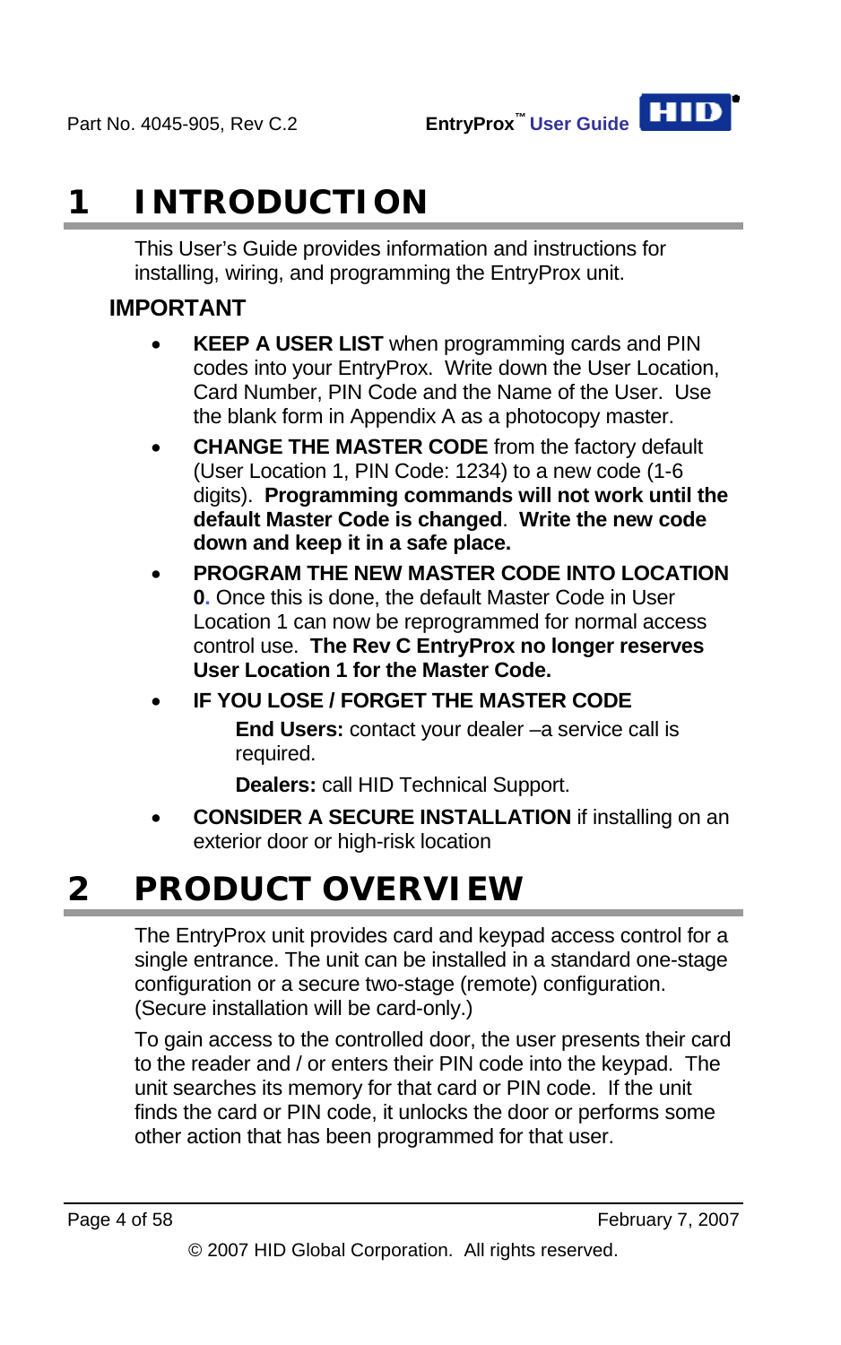# 1 INTRODUCTION

This User's Guide provides information and instructions for installing, wiring, and programming the EntryProx unit.

**IMPORTANT**

- **KEEP A USER LIST** when programming cards and PIN codes into your EntryProx. Write down the User Location, Card Number, PIN Code and the Name of the User. Use the blank form in Appendix A as a photocopy master.
- **CHANGE THE MASTER CODE** from the factory default (User Location 1, PIN Code: 1234) to a new code (1-6 digits). **Programming commands will not work until the default Master Code is changed**. **Write the new code down and keep it in a safe place.**
- **PROGRAM THE NEW MASTER CODE INTO LOCATION 0.** Once this is done, the default Master Code in User Location 1 can now be reprogrammed for normal access control use. **The Rev C EntryProx no longer reserves User Location 1 for the Master Code.**
- **IF YOU LOSE / FORGET THE MASTER CODE**

  **End Users:** contact your dealer –a service call is required.

  **Dealers:** call HID Technical Support.
- **CONSIDER A SECURE INSTALLATION** if installing on an exterior door or high-risk location

# 2 PRODUCT OVERVIEW

The EntryProx unit provides card and keypad access control for a single entrance. The unit can be installed in a standard one-stage configuration or a secure two-stage (remote) configuration. (Secure installation will be card-only.)

To gain access to the controlled door, the user presents their card to the reader and / or enters their PIN code into the keypad. The unit searches its memory for that card or PIN code. If the unit finds the card or PIN code, it unlocks the door or performs some other action that has been programmed for that user.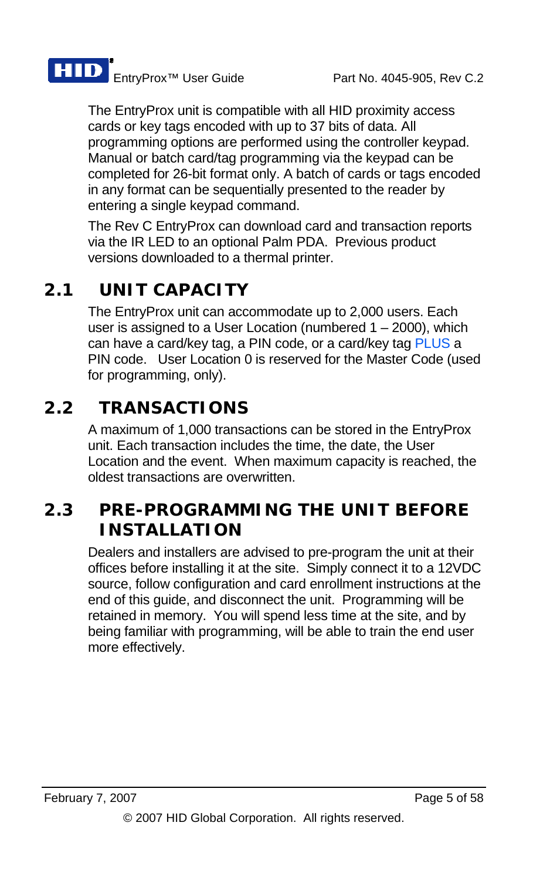The EntryProx unit is compatible with all HID proximity access cards or key tags encoded with up to 37 bits of data. All programming options are performed using the controller keypad. Manual or batch card/tag programming via the keypad can be completed for 26-bit format only. A batch of cards or tags encoded in any format can be sequentially presented to the reader by entering a single keypad command.

The Rev C EntryProx can download card and transaction reports via the IR LED to an optional Palm PDA. Previous product versions downloaded to a thermal printer.

## 2.1 UNIT CAPACITY

The EntryProx unit can accommodate up to 2,000 users. Each user is assigned to a User Location (numbered 1 – 2000), which can have a card/key tag, a PIN code, or a card/key tag PLUS a PIN code. User Location 0 is reserved for the Master Code (used for programming, only).

## 2.2 TRANSACTIONS

A maximum of 1,000 transactions can be stored in the EntryProx unit. Each transaction includes the time, the date, the User Location and the event. When maximum capacity is reached, the oldest transactions are overwritten.

## 2.3 PRE-PROGRAMMING THE UNIT BEFORE INSTALLATION

Dealers and installers are advised to pre-program the unit at their offices before installing it at the site. Simply connect it to a 12VDC source, follow configuration and card enrollment instructions at the end of this guide, and disconnect the unit. Programming will be retained in memory. You will spend less time at the site, and by being familiar with programming, will be able to train the end user more effectively.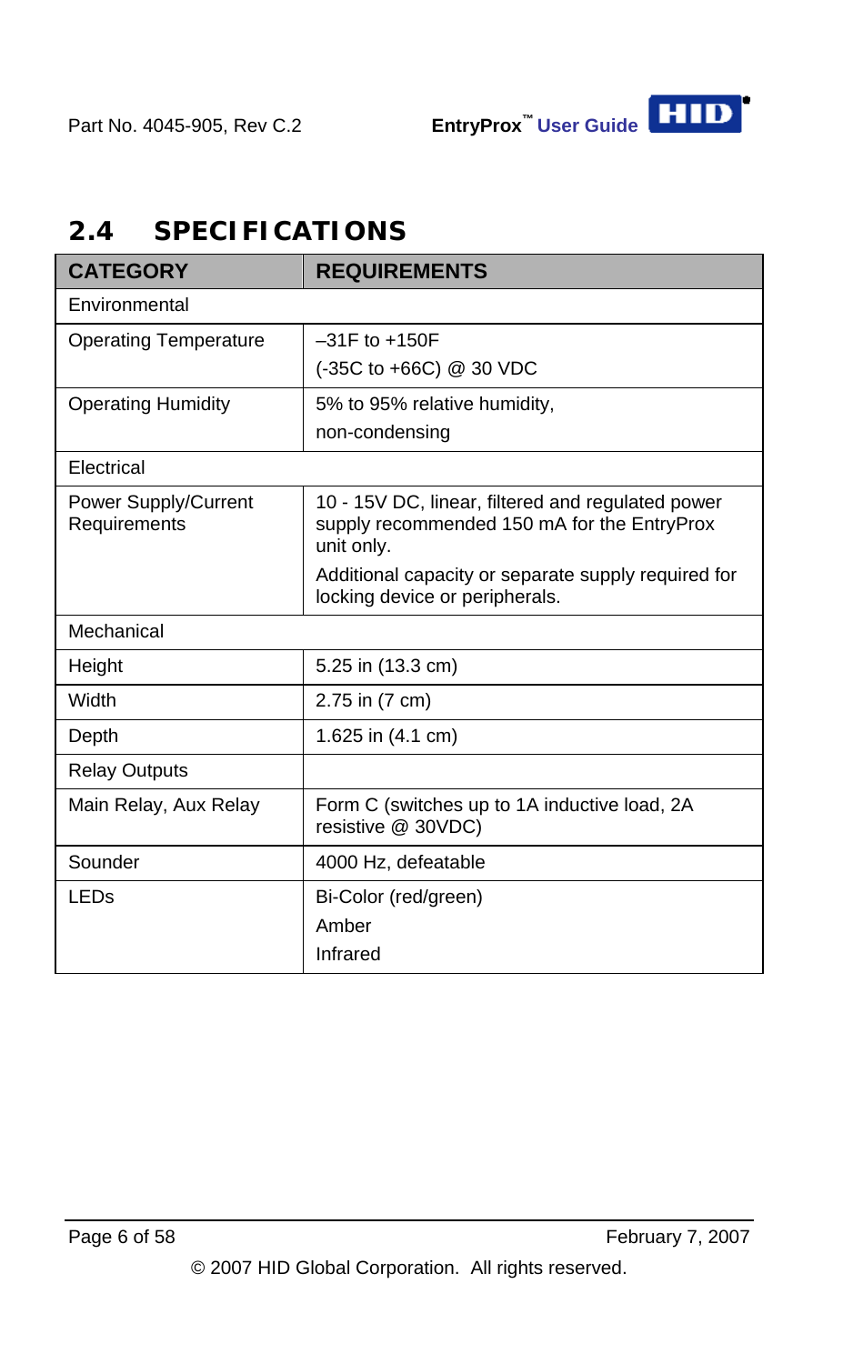## 2.4 SPECIFICATIONS

| CATEGORY | REQUIREMENTS |
|---|---|
| Environmental | |
| Operating Temperature | –31F to +150F<br>(-35C to +66C) @ 30 VDC |
| Operating Humidity | 5% to 95% relative humidity,<br>non-condensing |
| Electrical | |
| Power Supply/Current Requirements | 10 - 15V DC, linear, filtered and regulated power supply recommended 150 mA for the EntryProx unit only.<br>Additional capacity or separate supply required for locking device or peripherals. |
| Mechanical | |
| Height | 5.25 in (13.3 cm) |
| Width | 2.75 in (7 cm) |
| Depth | 1.625 in (4.1 cm) |
| Relay Outputs | |
| Main Relay, Aux Relay | Form C (switches up to 1A inductive load, 2A resistive @ 30VDC) |
| Sounder | 4000 Hz, defeatable |
| LEDs | Bi-Color (red/green)<br>Amber<br>Infrared |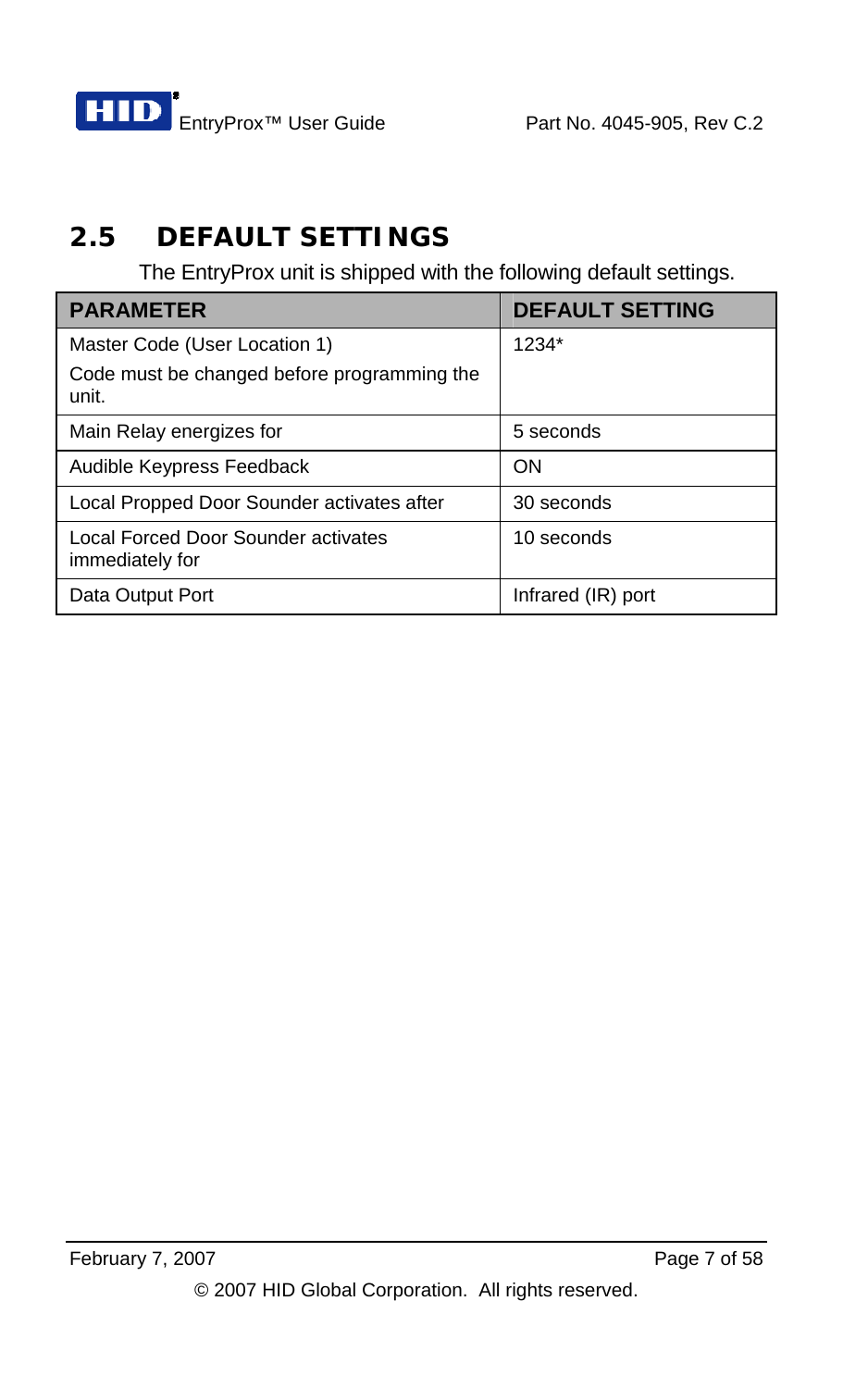## 2.5 DEFAULT SETTINGS

The EntryProx unit is shipped with the following default settings.

| PARAMETER | DEFAULT SETTING |
|---|---|
| Master Code (User Location 1)<br><br>Code must be changed before programming the unit. | 1234* |
| Main Relay energizes for | 5 seconds |
| Audible Keypress Feedback | ON |
| Local Propped Door Sounder activates after | 30 seconds |
| Local Forced Door Sounder activates immediately for | 10 seconds |
| Data Output Port | Infrared (IR) port |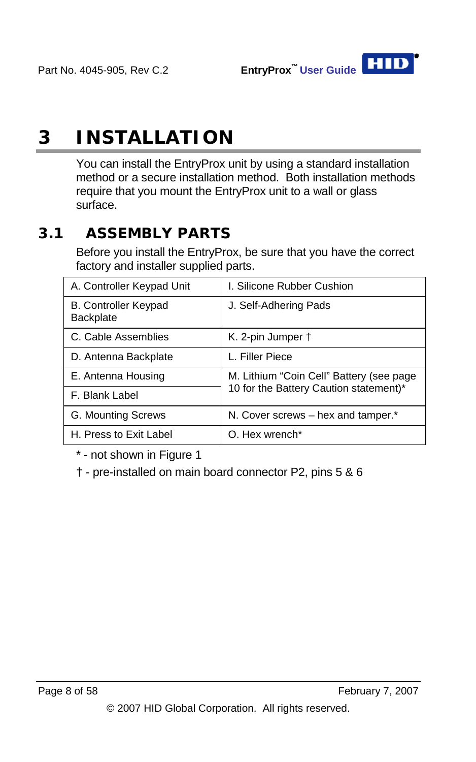# 3 INSTALLATION

You can install the EntryProx unit by using a standard installation method or a secure installation method. Both installation methods require that you mount the EntryProx unit to a wall or glass surface.

## 3.1 ASSEMBLY PARTS

Before you install the EntryProx, be sure that you have the correct factory and installer supplied parts.

| | |
|---|---|
| A. Controller Keypad Unit | I. Silicone Rubber Cushion |
| B. Controller Keypad Backplate | J. Self-Adhering Pads |
| C. Cable Assemblies | K. 2-pin Jumper † |
| D. Antenna Backplate | L. Filler Piece |
| E. Antenna Housing | M. Lithium "Coin Cell" Battery (see page 10 for the Battery Caution statement)* |
| F. Blank Label | |
| G. Mounting Screws | N. Cover screws – hex and tamper.* |
| H. Press to Exit Label | O. Hex wrench* |

* - not shown in Figure 1

† - pre-installed on main board connector P2, pins 5 & 6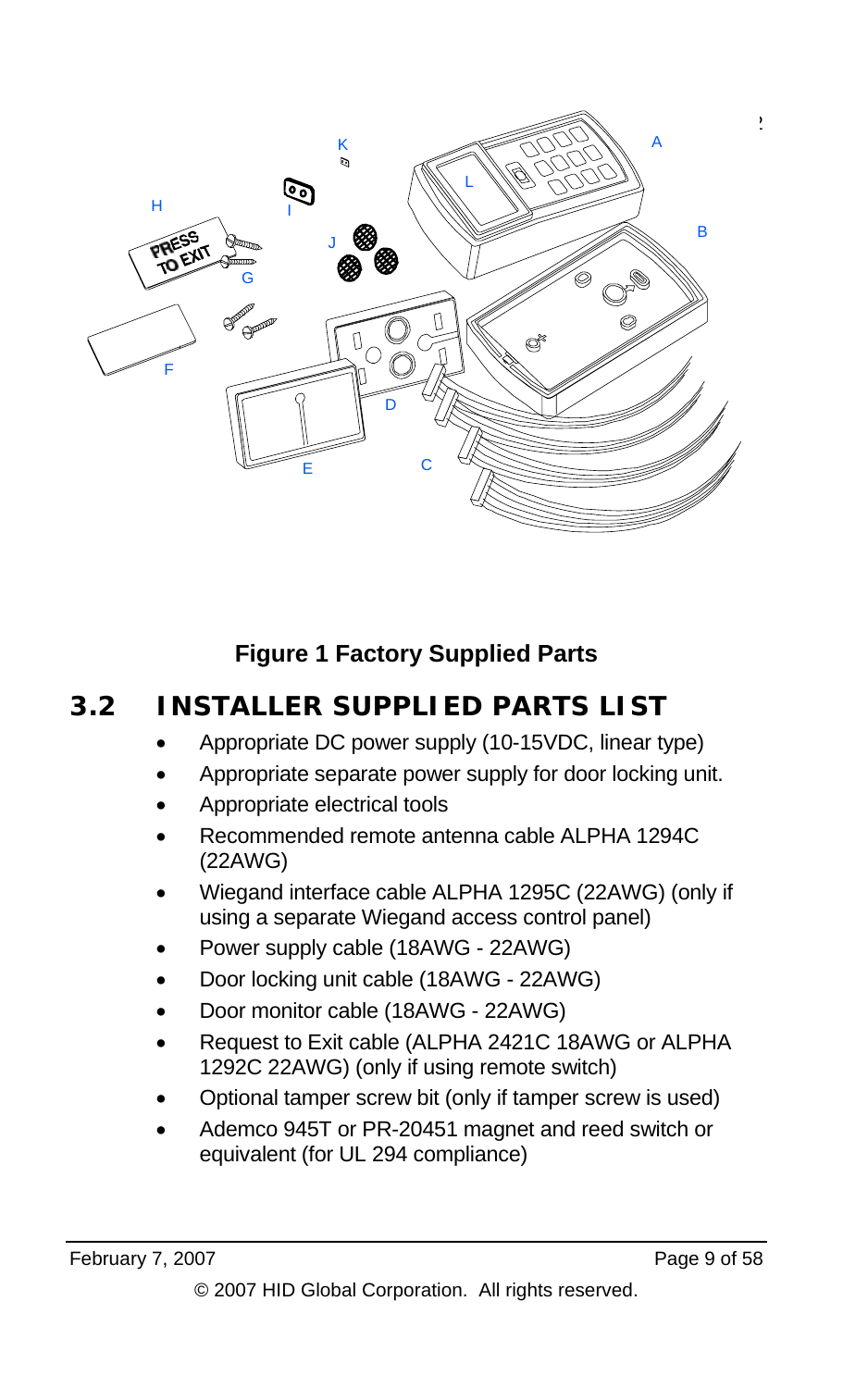**Figure 1 Factory Supplied Parts**

## 3.2 INSTALLER SUPPLIED PARTS LIST

- Appropriate DC power supply (10-15VDC, linear type)
- Appropriate separate power supply for door locking unit.
- Appropriate electrical tools
- Recommended remote antenna cable ALPHA 1294C (22AWG)
- Wiegand interface cable ALPHA 1295C (22AWG) (only if using a separate Wiegand access control panel)
- Power supply cable (18AWG - 22AWG)
- Door locking unit cable (18AWG - 22AWG)
- Door monitor cable (18AWG - 22AWG)
- Request to Exit cable (ALPHA 2421C 18AWG or ALPHA 1292C 22AWG) (only if using remote switch)
- Optional tamper screw bit (only if tamper screw is used)
- Ademco 945T or PR-20451 magnet and reed switch or equivalent (for UL 294 compliance)

© 2007 HID Global Corporation. All rights reserved.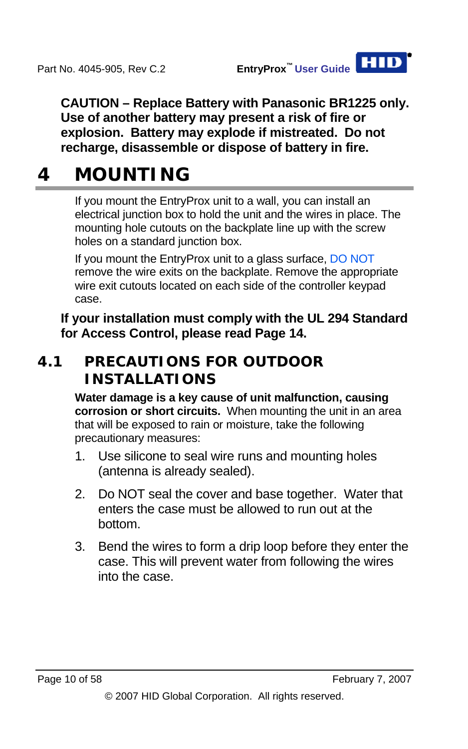**CAUTION – Replace Battery with Panasonic BR1225 only. Use of another battery may present a risk of fire or explosion. Battery may explode if mistreated. Do not recharge, disassemble or dispose of battery in fire.**

# 4 MOUNTING

If you mount the EntryProx unit to a wall, you can install an electrical junction box to hold the unit and the wires in place. The mounting hole cutouts on the backplate line up with the screw holes on a standard junction box.

If you mount the EntryProx unit to a glass surface, DO NOT remove the wire exits on the backplate. Remove the appropriate wire exit cutouts located on each side of the controller keypad case.

**If your installation must comply with the UL 294 Standard for Access Control, please read Page 14.**

## 4.1 PRECAUTIONS FOR OUTDOOR INSTALLATIONS

**Water damage is a key cause of unit malfunction, causing corrosion or short circuits.** When mounting the unit in an area that will be exposed to rain or moisture, take the following precautionary measures:

1. Use silicone to seal wire runs and mounting holes (antenna is already sealed).
2. Do NOT seal the cover and base together. Water that enters the case must be allowed to run out at the bottom.
3. Bend the wires to form a drip loop before they enter the case. This will prevent water from following the wires into the case.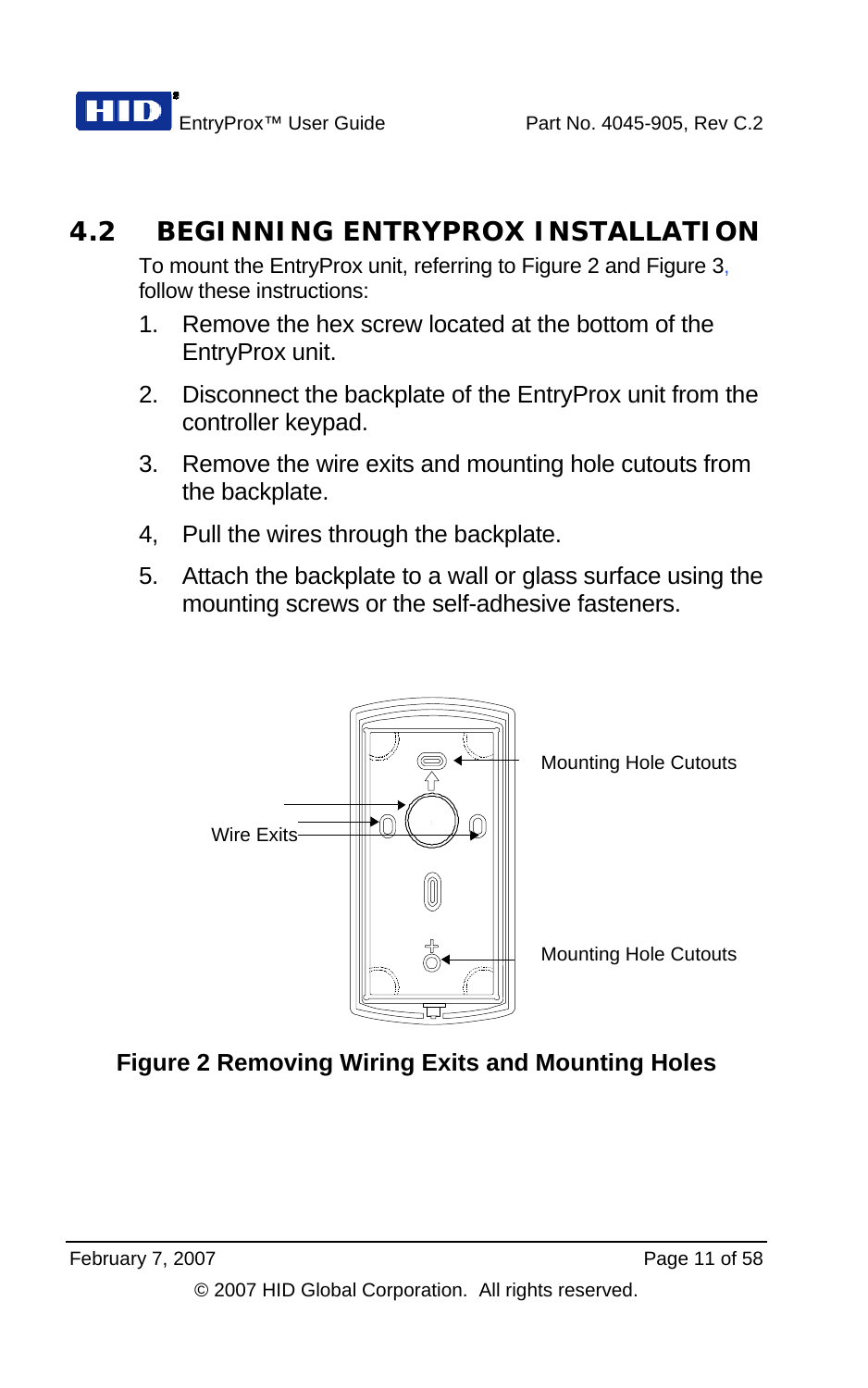## 4.2 BEGINNING ENTRYPROX INSTALLATION

To mount the EntryProx unit, referring to Figure 2 and Figure 3, follow these instructions:

1. Remove the hex screw located at the bottom of the EntryProx unit.
2. Disconnect the backplate of the EntryProx unit from the controller keypad.
3. Remove the wire exits and mounting hole cutouts from the backplate.
4. Pull the wires through the backplate.
5. Attach the backplate to a wall or glass surface using the mounting screws or the self-adhesive fasteners.

Wire Exits

Mounting Hole Cutouts

Mounting Hole Cutouts

**Figure 2 Removing Wiring Exits and Mounting Holes**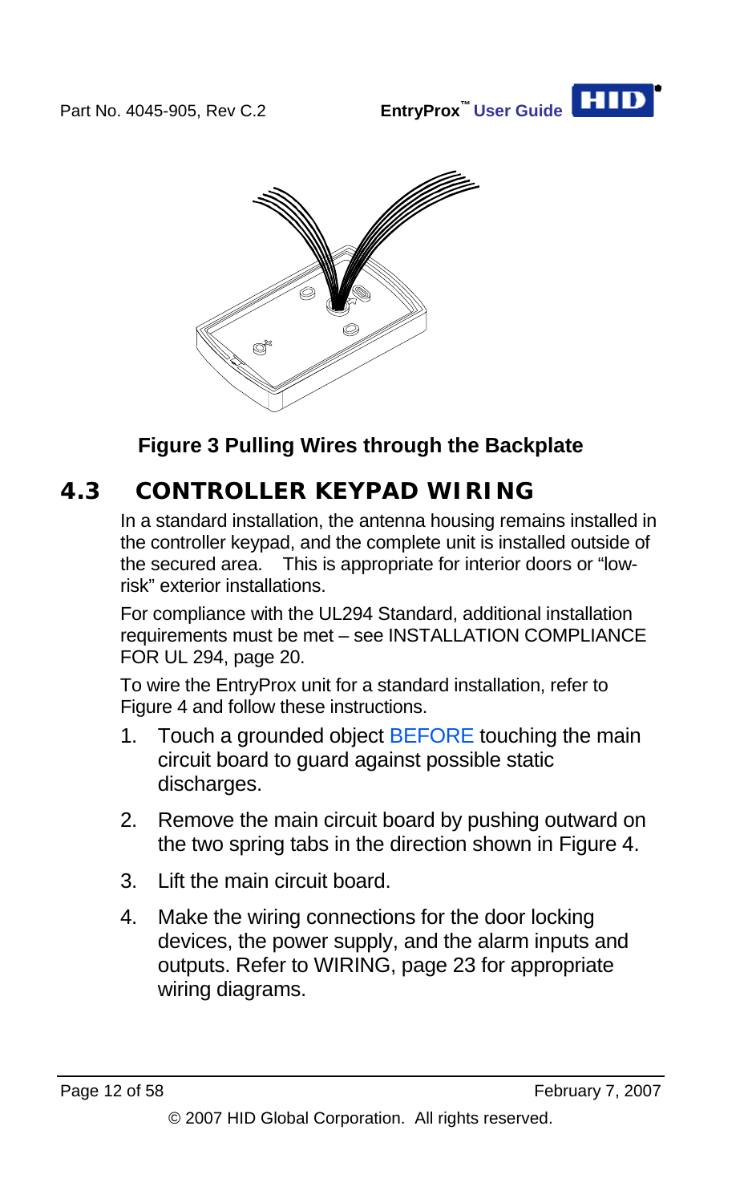**Figure 3 Pulling Wires through the Backplate**

## 4.3 CONTROLLER KEYPAD WIRING

In a standard installation, the antenna housing remains installed in the controller keypad, and the complete unit is installed outside of the secured area. This is appropriate for interior doors or "low-risk" exterior installations.

For compliance with the UL294 Standard, additional installation requirements must be met – see INSTALLATION COMPLIANCE FOR UL 294, page 20.

To wire the EntryProx unit for a standard installation, refer to Figure 4 and follow these instructions.

1. Touch a grounded object BEFORE touching the main circuit board to guard against possible static discharges.
2. Remove the main circuit board by pushing outward on the two spring tabs in the direction shown in Figure 4.
3. Lift the main circuit board.
4. Make the wiring connections for the door locking devices, the power supply, and the alarm inputs and outputs. Refer to WIRING, page 23 for appropriate wiring diagrams.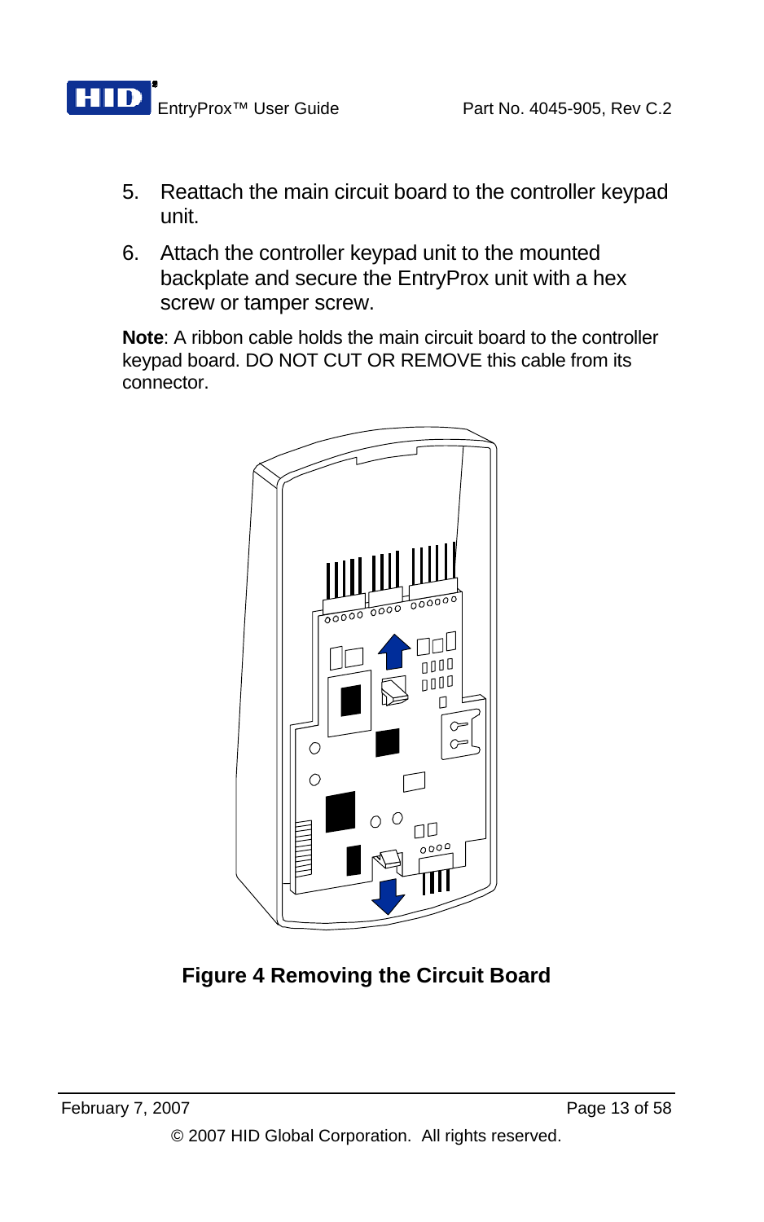5. Reattach the main circuit board to the controller keypad unit.
6. Attach the controller keypad unit to the mounted backplate and secure the EntryProx unit with a hex screw or tamper screw.

**Note**: A ribbon cable holds the main circuit board to the controller keypad board. DO NOT CUT OR REMOVE this cable from its connector.

**Figure 4 Removing the Circuit Board**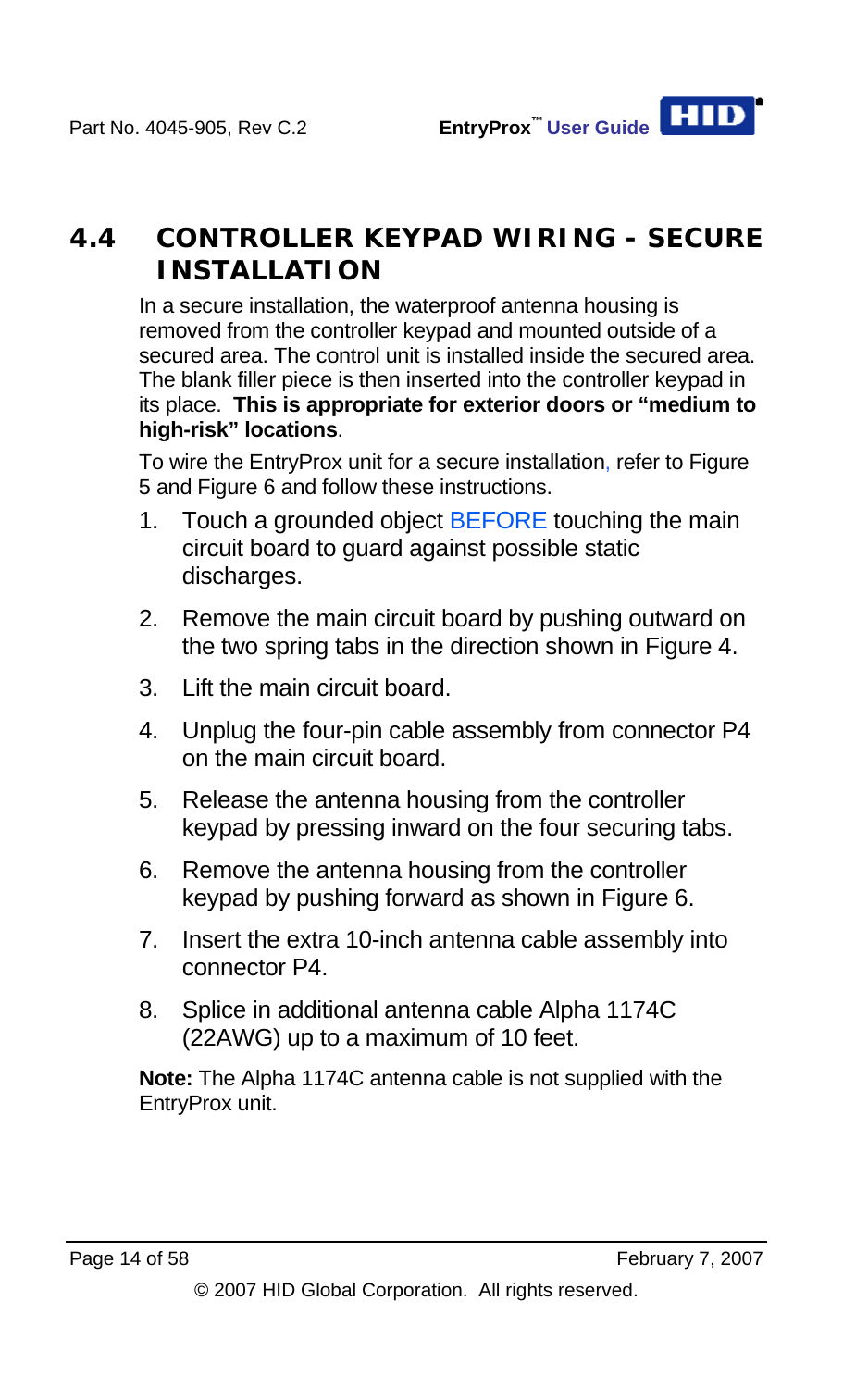## 4.4 CONTROLLER KEYPAD WIRING - SECURE INSTALLATION

In a secure installation, the waterproof antenna housing is removed from the controller keypad and mounted outside of a secured area. The control unit is installed inside the secured area. The blank filler piece is then inserted into the controller keypad in its place. **This is appropriate for exterior doors or "medium to high-risk" locations**.

To wire the EntryProx unit for a secure installation, refer to Figure 5 and Figure 6 and follow these instructions.

1. Touch a grounded object BEFORE touching the main circuit board to guard against possible static discharges.
2. Remove the main circuit board by pushing outward on the two spring tabs in the direction shown in Figure 4.
3. Lift the main circuit board.
4. Unplug the four-pin cable assembly from connector P4 on the main circuit board.
5. Release the antenna housing from the controller keypad by pressing inward on the four securing tabs.
6. Remove the antenna housing from the controller keypad by pushing forward as shown in Figure 6.
7. Insert the extra 10-inch antenna cable assembly into connector P4.
8. Splice in additional antenna cable Alpha 1174C (22AWG) up to a maximum of 10 feet.

**Note:** The Alpha 1174C antenna cable is not supplied with the EntryProx unit.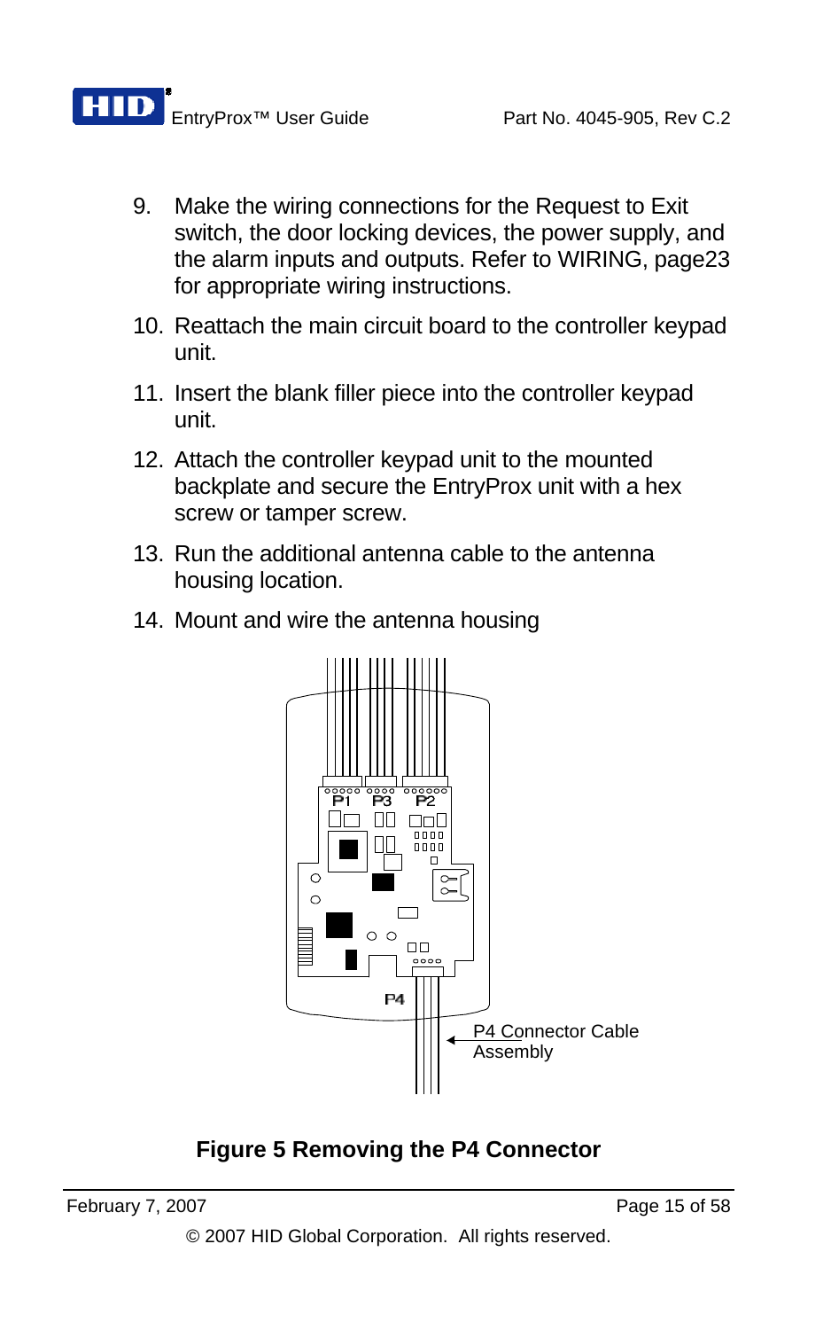9. Make the wiring connections for the Request to Exit switch, the door locking devices, the power supply, and the alarm inputs and outputs. Refer to WIRING, page23 for appropriate wiring instructions.
10. Reattach the main circuit board to the controller keypad unit.
11. Insert the blank filler piece into the controller keypad unit.
12. Attach the controller keypad unit to the mounted backplate and secure the EntryProx unit with a hex screw or tamper screw.
13. Run the additional antenna cable to the antenna housing location.
14. Mount and wire the antenna housing

P1 P3 P2

P4

P4 Connector Cable Assembly

**Figure 5 Removing the P4 Connector**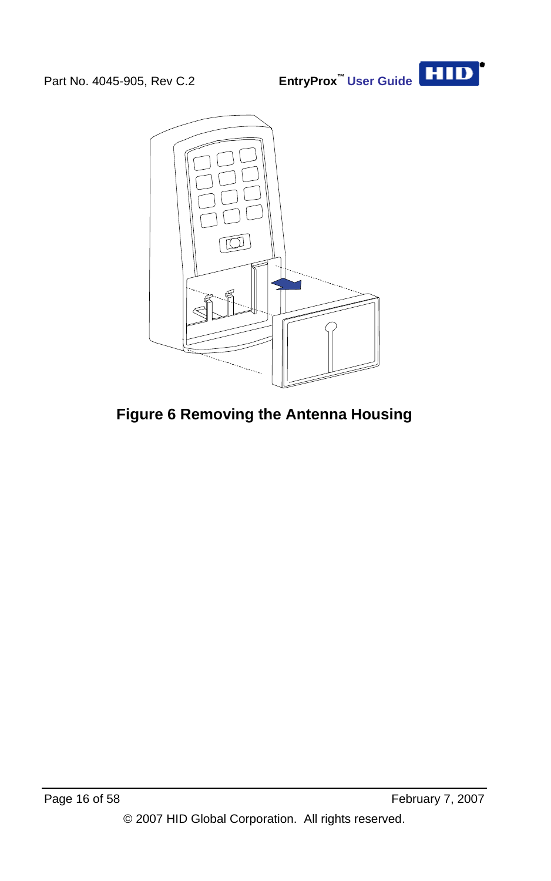**Figure 6 Removing the Antenna Housing**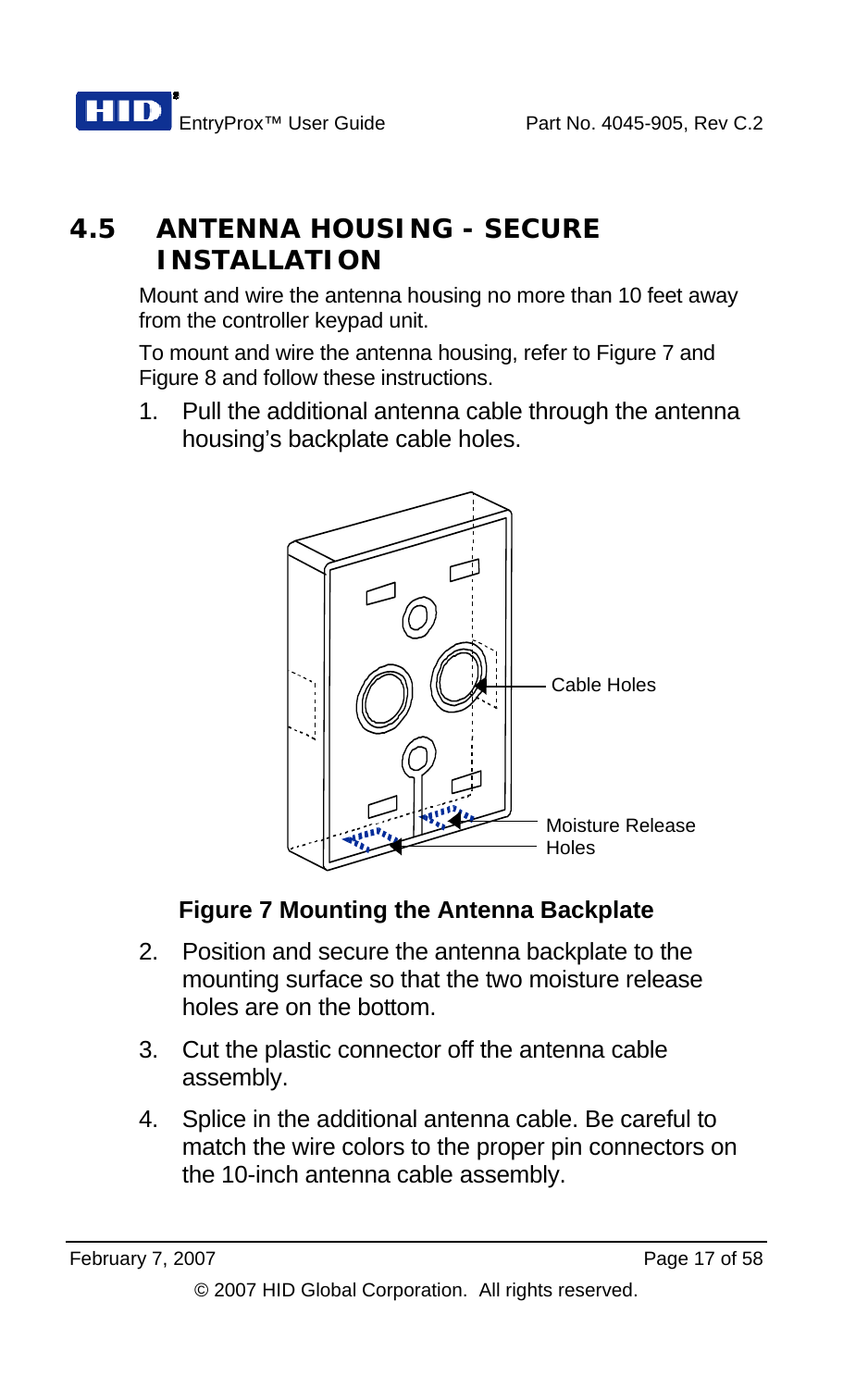## 4.5 ANTENNA HOUSING - SECURE INSTALLATION

Mount and wire the antenna housing no more than 10 feet away from the controller keypad unit.

To mount and wire the antenna housing, refer to Figure 7 and Figure 8 and follow these instructions.

1. Pull the additional antenna cable through the antenna housing's backplate cable holes.

Cable Holes

Moisture Release Holes

**Figure 7 Mounting the Antenna Backplate**

2. Position and secure the antenna backplate to the mounting surface so that the two moisture release holes are on the bottom.
3. Cut the plastic connector off the antenna cable assembly.
4. Splice in the additional antenna cable. Be careful to match the wire colors to the proper pin connectors on the 10-inch antenna cable assembly.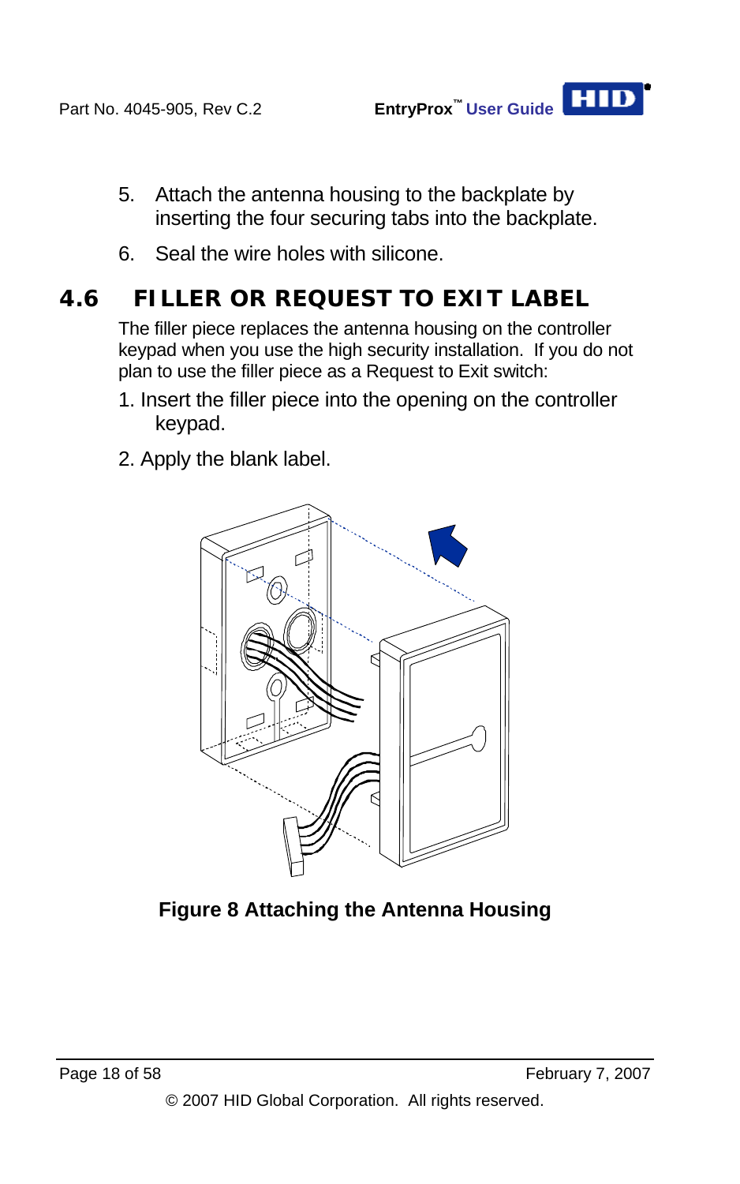5. Attach the antenna housing to the backplate by inserting the four securing tabs into the backplate.

6. Seal the wire holes with silicone.

## 4.6 FILLER OR REQUEST TO EXIT LABEL

The filler piece replaces the antenna housing on the controller keypad when you use the high security installation. If you do not plan to use the filler piece as a Request to Exit switch:

1. Insert the filler piece into the opening on the controller keypad.

2. Apply the blank label.

**Figure 8 Attaching the Antenna Housing**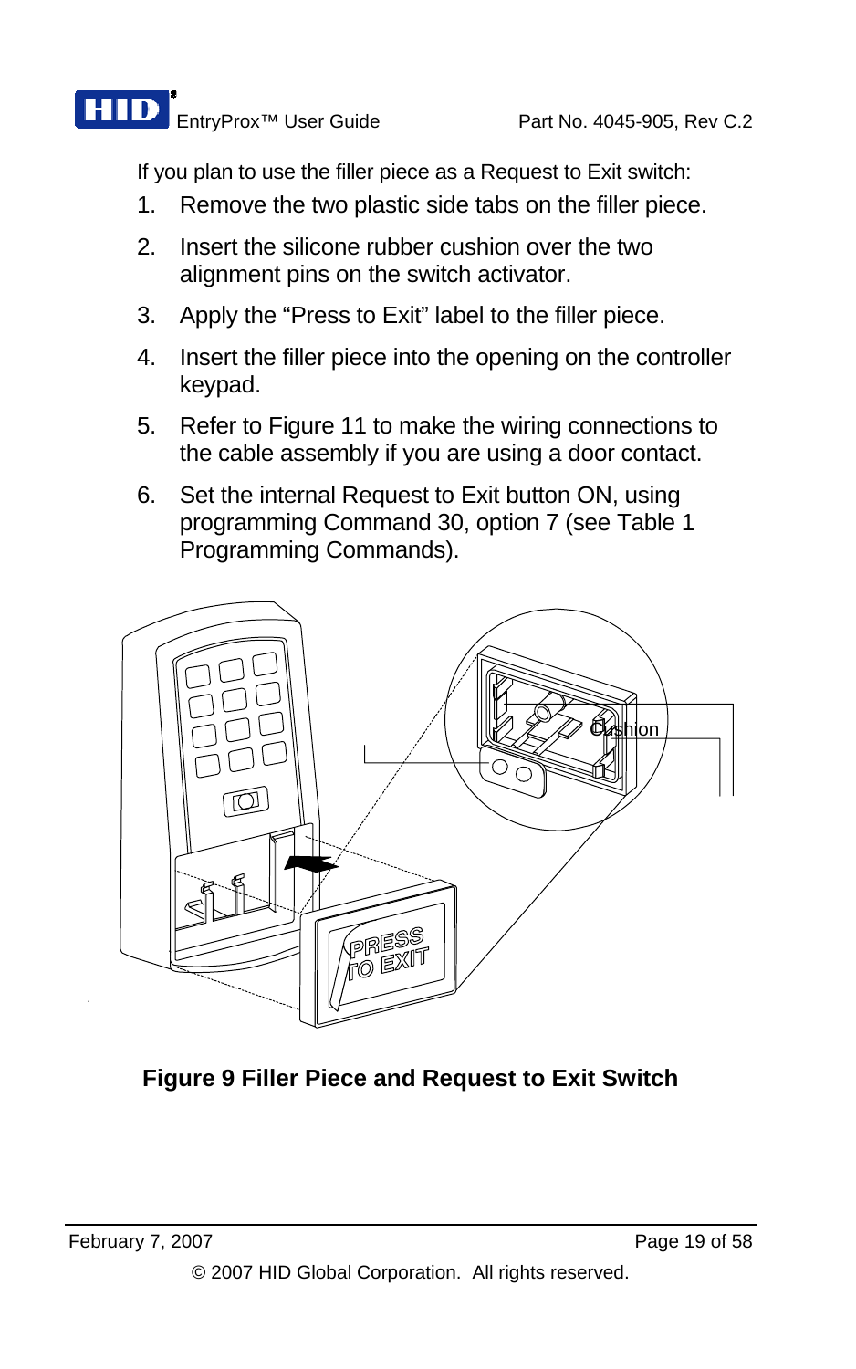If you plan to use the filler piece as a Request to Exit switch:

1. Remove the two plastic side tabs on the filler piece.
2. Insert the silicone rubber cushion over the two alignment pins on the switch activator.
3. Apply the “Press to Exit” label to the filler piece.
4. Insert the filler piece into the opening on the controller keypad.
5. Refer to Figure 11 to make the wiring connections to the cable assembly if you are using a door contact.
6. Set the internal Request to Exit button ON, using programming Command 30, option 7 (see Table 1 Programming Commands).

Cushion

PRESS TO EXIT

**Figure 9 Filler Piece and Request to Exit Switch**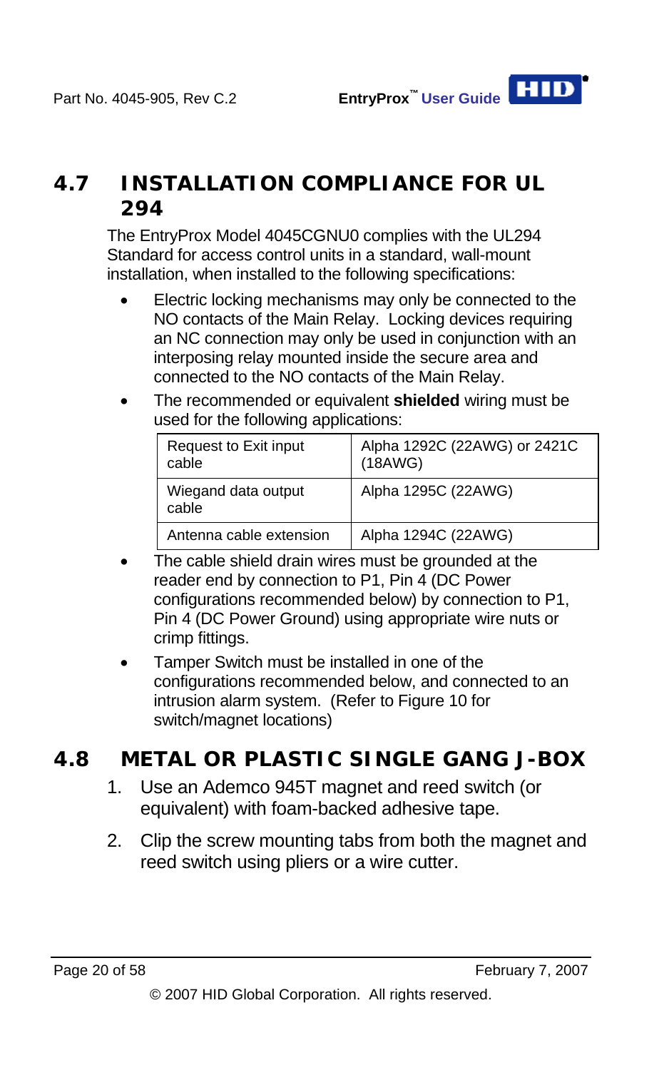## 4.7 INSTALLATION COMPLIANCE FOR UL 294

The EntryProx Model 4045CGNU0 complies with the UL294 Standard for access control units in a standard, wall-mount installation, when installed to the following specifications:

- Electric locking mechanisms may only be connected to the NO contacts of the Main Relay. Locking devices requiring an NC connection may only be used in conjunction with an interposing relay mounted inside the secure area and connected to the NO contacts of the Main Relay.
- The recommended or equivalent **shielded** wiring must be used for the following applications:

| Request to Exit input cable | Alpha 1292C (22AWG) or 2421C (18AWG) |
|---|---|
| Wiegand data output cable | Alpha 1295C (22AWG) |
| Antenna cable extension | Alpha 1294C (22AWG) |

- The cable shield drain wires must be grounded at the reader end by connection to P1, Pin 4 (DC Power configurations recommended below) by connection to P1, Pin 4 (DC Power Ground) using appropriate wire nuts or crimp fittings.
- Tamper Switch must be installed in one of the configurations recommended below, and connected to an intrusion alarm system. (Refer to Figure 10 for switch/magnet locations)

## 4.8 METAL OR PLASTIC SINGLE GANG J-BOX

1. Use an Ademco 945T magnet and reed switch (or equivalent) with foam-backed adhesive tape.
2. Clip the screw mounting tabs from both the magnet and reed switch using pliers or a wire cutter.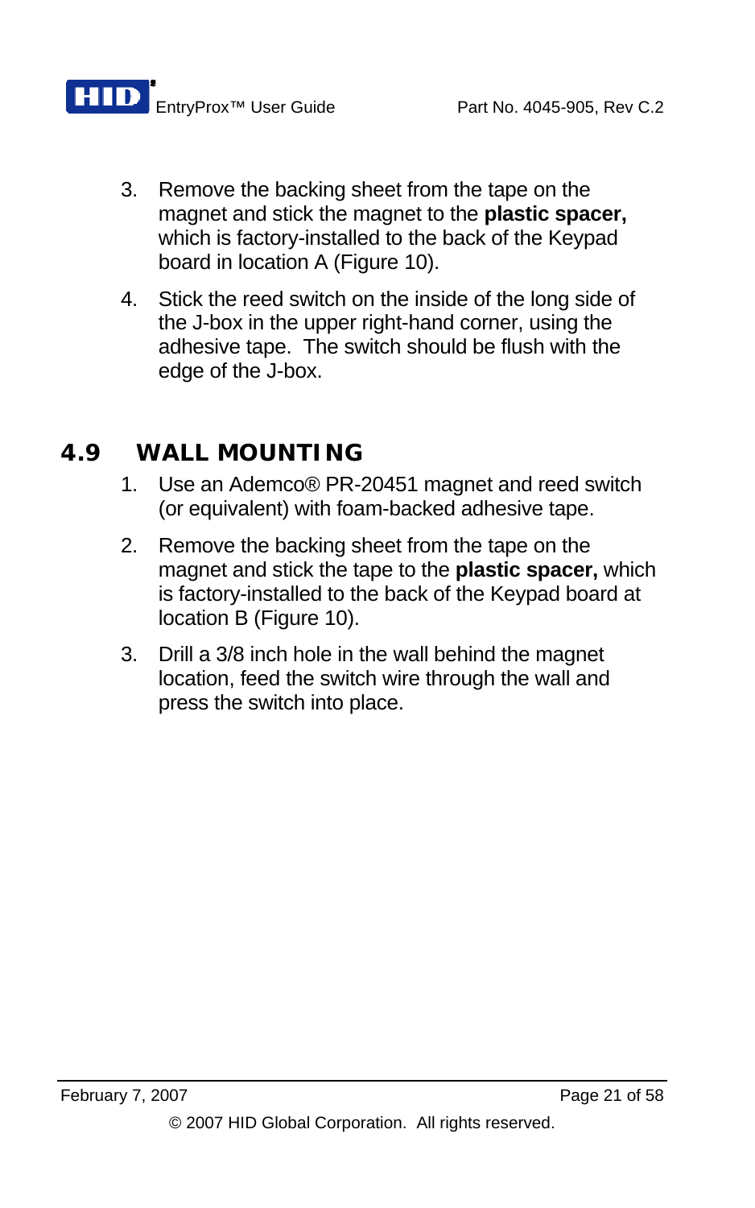3. Remove the backing sheet from the tape on the magnet and stick the magnet to the **plastic spacer,** which is factory-installed to the back of the Keypad board in location A (Figure 10).

4. Stick the reed switch on the inside of the long side of the J-box in the upper right-hand corner, using the adhesive tape. The switch should be flush with the edge of the J-box.

## 4.9 WALL MOUNTING

1. Use an Ademco® PR-20451 magnet and reed switch (or equivalent) with foam-backed adhesive tape.

2. Remove the backing sheet from the tape on the magnet and stick the tape to the **plastic spacer,** which is factory-installed to the back of the Keypad board at location B (Figure 10).

3. Drill a 3/8 inch hole in the wall behind the magnet location, feed the switch wire through the wall and press the switch into place.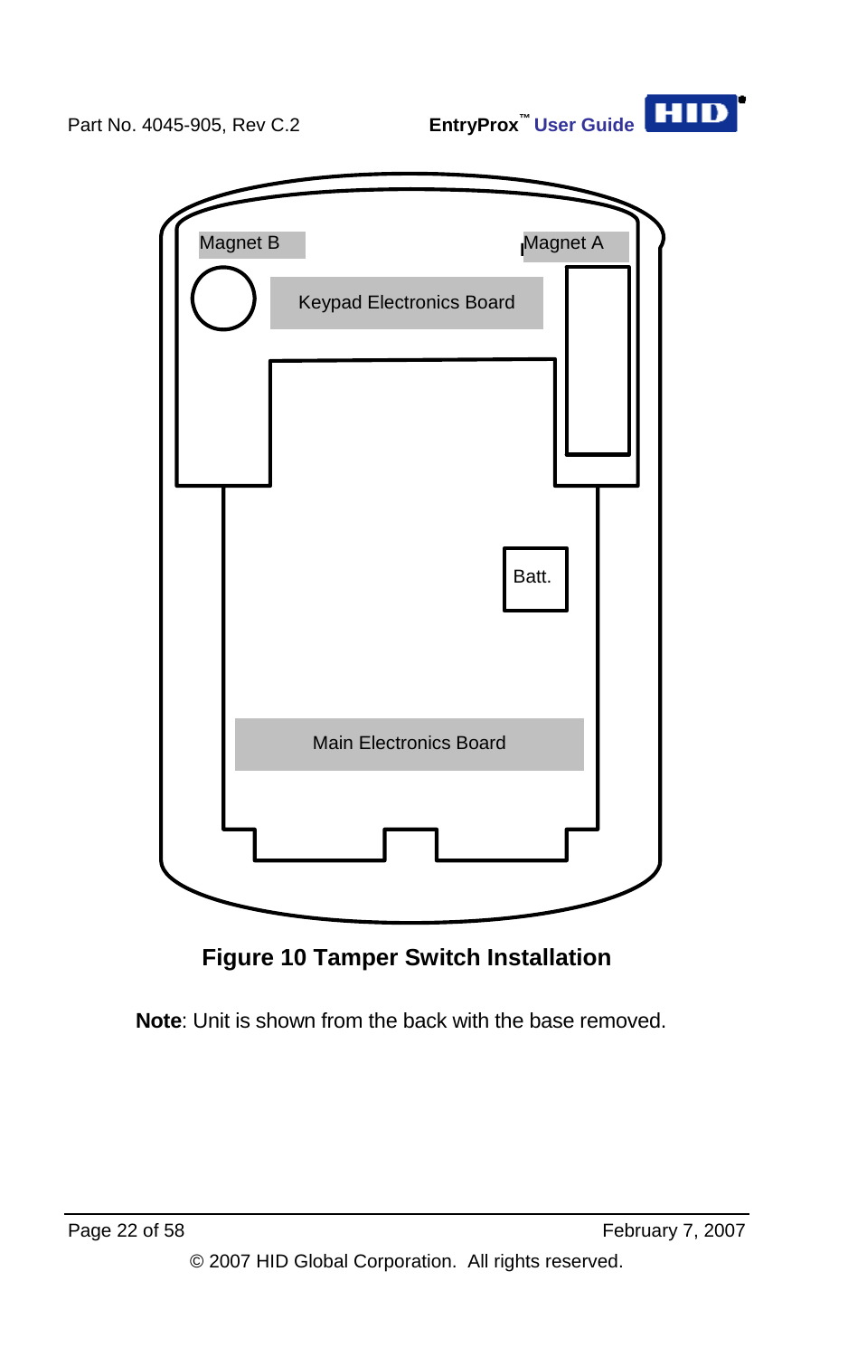Magnet B

Magnet A

Keypad Electronics Board

Batt.

Main Electronics Board

**Figure 10 Tamper Switch Installation**

**Note**: Unit is shown from the back with the base removed.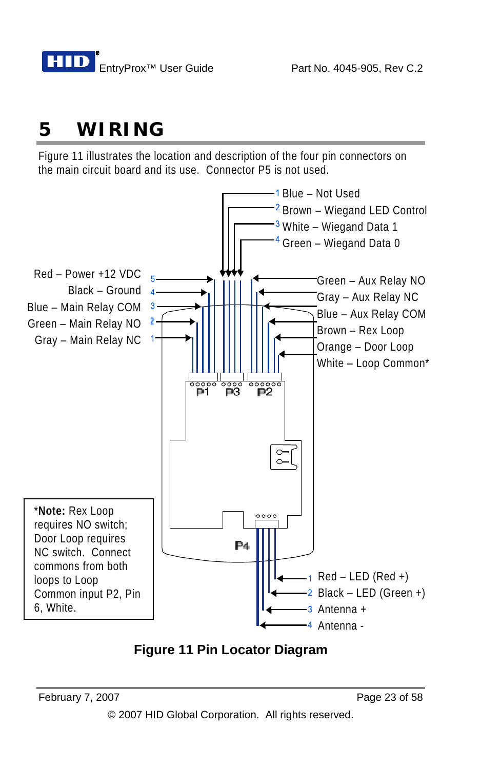# 5 WIRING

Figure 11 illustrates the location and description of the four pin connectors on the main circuit board and its use. Connector P5 is not used.

**P3**
1 Blue – Not Used
2 Brown – Wiegand LED Control
3 White – Wiegand Data 1
4 Green – Wiegand Data 0

**P1**
5 Red – Power +12 VDC
4 Black – Ground
3 Blue – Main Relay COM
2 Green – Main Relay NO
1 Gray – Main Relay NC

**P2**
Green – Aux Relay NO
Gray – Aux Relay NC
Blue – Aux Relay COM
Brown – Rex Loop
Orange – Door Loop
White – Loop Common*

**P4**
1 Red – LED (Red +)
2 Black – LED (Green +)
3 Antenna +
4 Antenna -

*__Note:__ Rex Loop requires NO switch; Door Loop requires NC switch. Connect commons from both loops to Loop Common input P2, Pin 6, White.

**Figure 11 Pin Locator Diagram**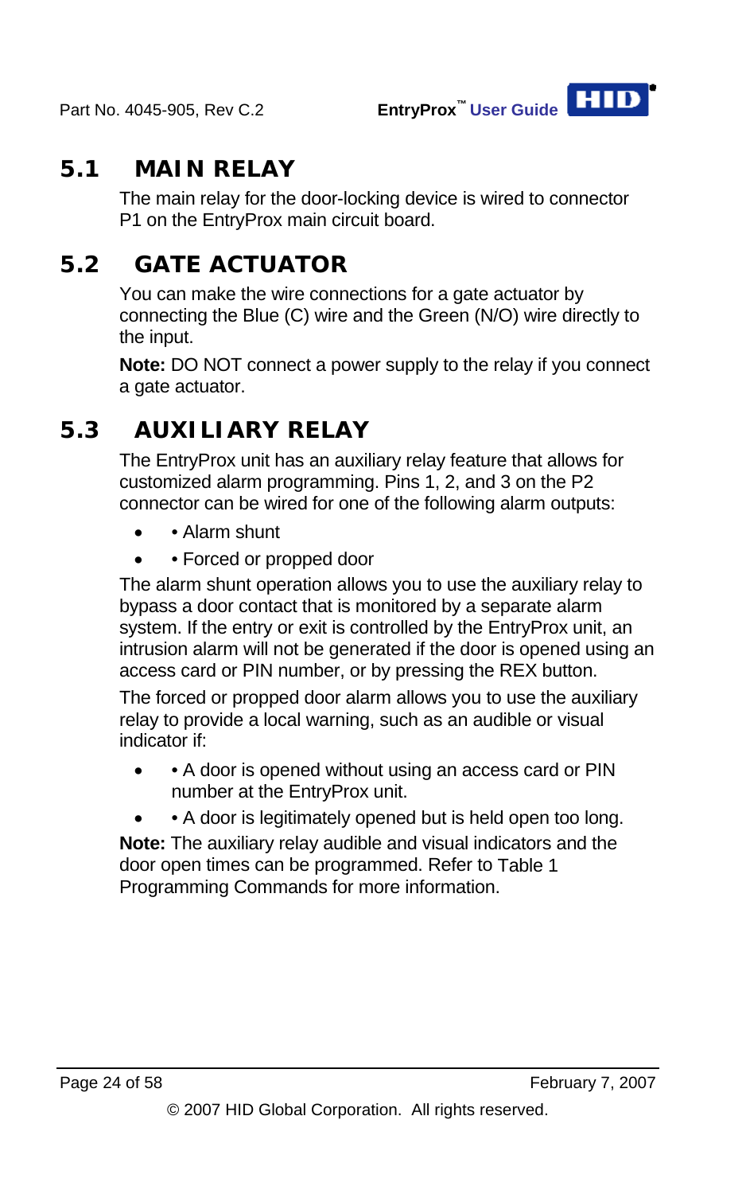## 5.1 MAIN RELAY

The main relay for the door-locking device is wired to connector P1 on the EntryProx main circuit board.

## 5.2 GATE ACTUATOR

You can make the wire connections for a gate actuator by connecting the Blue (C) wire and the Green (N/O) wire directly to the input.

**Note:** DO NOT connect a power supply to the relay if you connect a gate actuator.

## 5.3 AUXILIARY RELAY

The EntryProx unit has an auxiliary relay feature that allows for customized alarm programming. Pins 1, 2, and 3 on the P2 connector can be wired for one of the following alarm outputs:

- • Alarm shunt
- • Forced or propped door

The alarm shunt operation allows you to use the auxiliary relay to bypass a door contact that is monitored by a separate alarm system. If the entry or exit is controlled by the EntryProx unit, an intrusion alarm will not be generated if the door is opened using an access card or PIN number, or by pressing the REX button.

The forced or propped door alarm allows you to use the auxiliary relay to provide a local warning, such as an audible or visual indicator if:

- • A door is opened without using an access card or PIN number at the EntryProx unit.
- • A door is legitimately opened but is held open too long.

**Note:** The auxiliary relay audible and visual indicators and the door open times can be programmed. Refer to Table 1 Programming Commands for more information.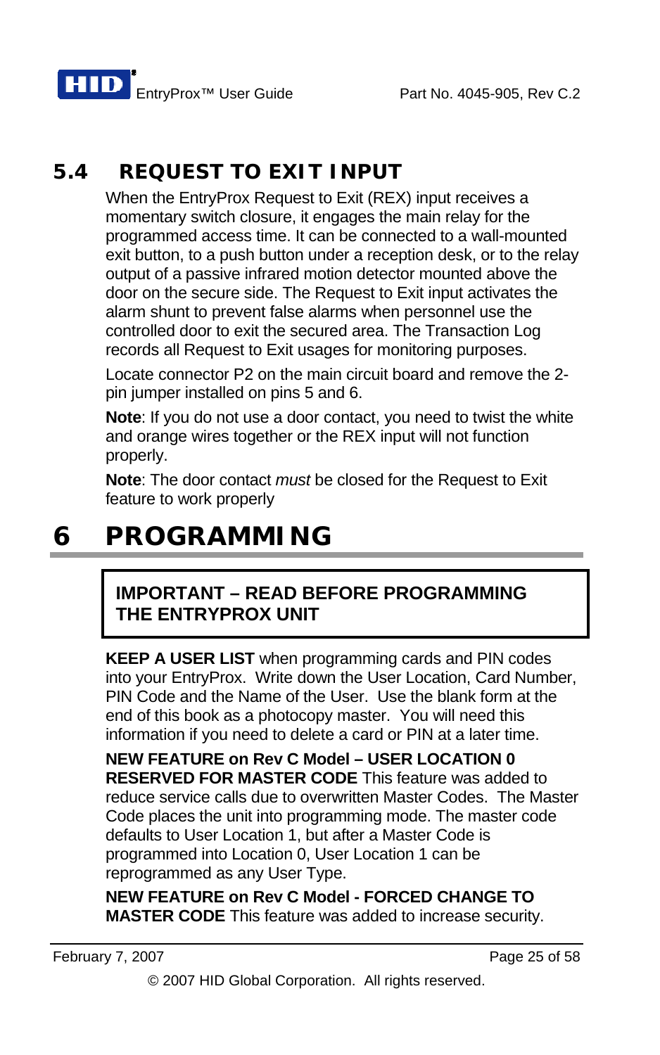## 5.4 REQUEST TO EXIT INPUT

When the EntryProx Request to Exit (REX) input receives a momentary switch closure, it engages the main relay for the programmed access time. It can be connected to a wall-mounted exit button, to a push button under a reception desk, or to the relay output of a passive infrared motion detector mounted above the door on the secure side. The Request to Exit input activates the alarm shunt to prevent false alarms when personnel use the controlled door to exit the secured area. The Transaction Log records all Request to Exit usages for monitoring purposes.

Locate connector P2 on the main circuit board and remove the 2-pin jumper installed on pins 5 and 6.

**Note**: If you do not use a door contact, you need to twist the white and orange wires together or the REX input will not function properly.

**Note**: The door contact *must* be closed for the Request to Exit feature to work properly

# 6 PROGRAMMING

**IMPORTANT – READ BEFORE PROGRAMMING THE ENTRYPROX UNIT**

**KEEP A USER LIST** when programming cards and PIN codes into your EntryProx. Write down the User Location, Card Number, PIN Code and the Name of the User. Use the blank form at the end of this book as a photocopy master. You will need this information if you need to delete a card or PIN at a later time.

**NEW FEATURE on Rev C Model – USER LOCATION 0 RESERVED FOR MASTER CODE** This feature was added to reduce service calls due to overwritten Master Codes. The Master Code places the unit into programming mode. The master code defaults to User Location 1, but after a Master Code is programmed into Location 0, User Location 1 can be reprogrammed as any User Type.

**NEW FEATURE on Rev C Model - FORCED CHANGE TO MASTER CODE** This feature was added to increase security.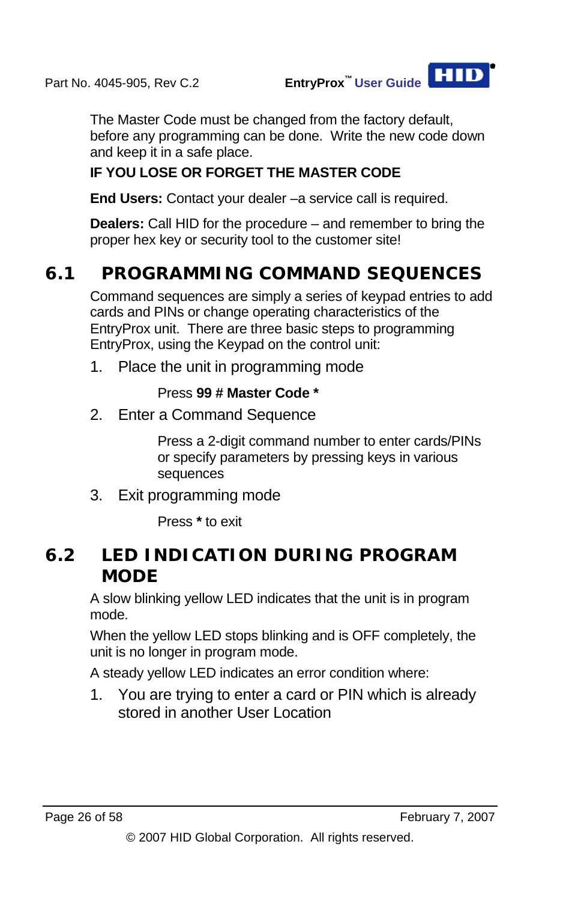The Master Code must be changed from the factory default, before any programming can be done. Write the new code down and keep it in a safe place.

**IF YOU LOSE OR FORGET THE MASTER CODE**

**End Users:** Contact your dealer –a service call is required.

**Dealers:** Call HID for the procedure – and remember to bring the proper hex key or security tool to the customer site!

## 6.1 PROGRAMMING COMMAND SEQUENCES

Command sequences are simply a series of keypad entries to add cards and PINs or change operating characteristics of the EntryProx unit. There are three basic steps to programming EntryProx, using the Keypad on the control unit:

1. Place the unit in programming mode

   Press **99 # Master Code ***

2. Enter a Command Sequence

   Press a 2-digit command number to enter cards/PINs or specify parameters by pressing keys in various sequences

3. Exit programming mode

   Press ***** to exit

## 6.2 LED INDICATION DURING PROGRAM MODE

A slow blinking yellow LED indicates that the unit is in program mode.

When the yellow LED stops blinking and is OFF completely, the unit is no longer in program mode.

A steady yellow LED indicates an error condition where:

1. You are trying to enter a card or PIN which is already stored in another User Location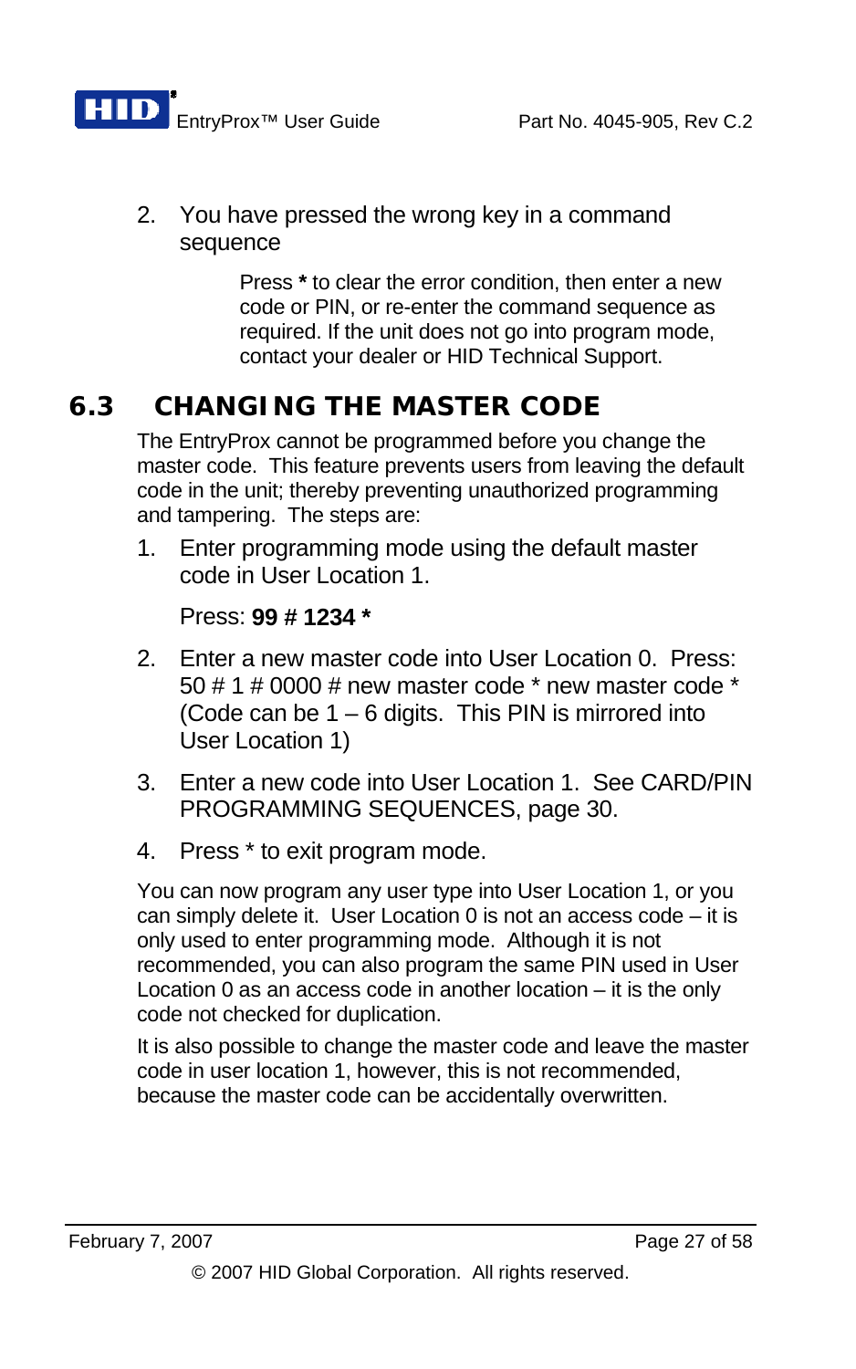2. You have pressed the wrong key in a command sequence

   Press **\*** to clear the error condition, then enter a new code or PIN, or re-enter the command sequence as required. If the unit does not go into program mode, contact your dealer or HID Technical Support.

## 6.3 CHANGING THE MASTER CODE

The EntryProx cannot be programmed before you change the master code. This feature prevents users from leaving the default code in the unit; thereby preventing unauthorized programming and tampering. The steps are:

1. Enter programming mode using the default master code in User Location 1.

   Press: **99 # 1234 \***

2. Enter a new master code into User Location 0. Press: 50 # 1 # 0000 # new master code * new master code * (Code can be 1 – 6 digits. This PIN is mirrored into User Location 1)

3. Enter a new code into User Location 1. See CARD/PIN PROGRAMMING SEQUENCES, page 30.

4. Press * to exit program mode.

You can now program any user type into User Location 1, or you can simply delete it. User Location 0 is not an access code – it is only used to enter programming mode. Although it is not recommended, you can also program the same PIN used in User Location 0 as an access code in another location – it is the only code not checked for duplication.

It is also possible to change the master code and leave the master code in user location 1, however, this is not recommended, because the master code can be accidentally overwritten.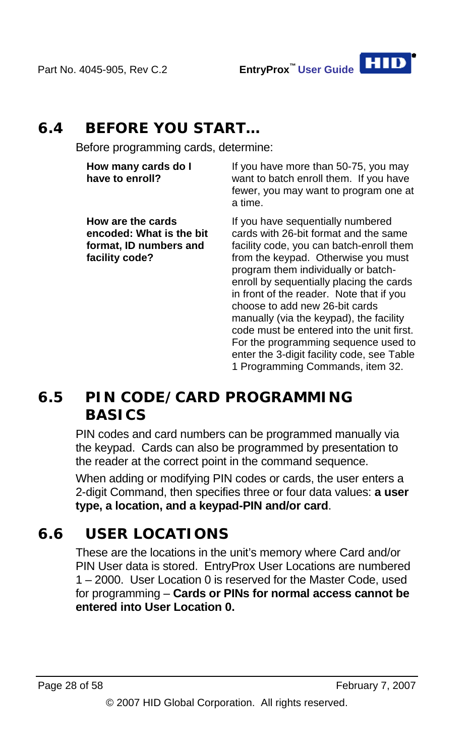## 6.4 BEFORE YOU START…

Before programming cards, determine:

| | |
|---|---|
| **How many cards do I have to enroll?** | If you have more than 50-75, you may want to batch enroll them. If you have fewer, you may want to program one at a time. |
| **How are the cards encoded: What is the bit format, ID numbers and facility code?** | If you have sequentially numbered cards with 26-bit format and the same facility code, you can batch-enroll them from the keypad. Otherwise you must program them individually or batch-enroll by sequentially placing the cards in front of the reader. Note that if you choose to add new 26-bit cards manually (via the keypad), the facility code must be entered into the unit first. For the programming sequence used to enter the 3-digit facility code, see Table 1 Programming Commands, item 32. |

## 6.5 PIN CODE/CARD PROGRAMMING BASICS

PIN codes and card numbers can be programmed manually via the keypad. Cards can also be programmed by presentation to the reader at the correct point in the command sequence.

When adding or modifying PIN codes or cards, the user enters a 2-digit Command, then specifies three or four data values: **a user type, a location, and a keypad-PIN and/or card**.

## 6.6 USER LOCATIONS

These are the locations in the unit's memory where Card and/or PIN User data is stored. EntryProx User Locations are numbered 1 – 2000. User Location 0 is reserved for the Master Code, used for programming – **Cards or PINs for normal access cannot be entered into User Location 0.**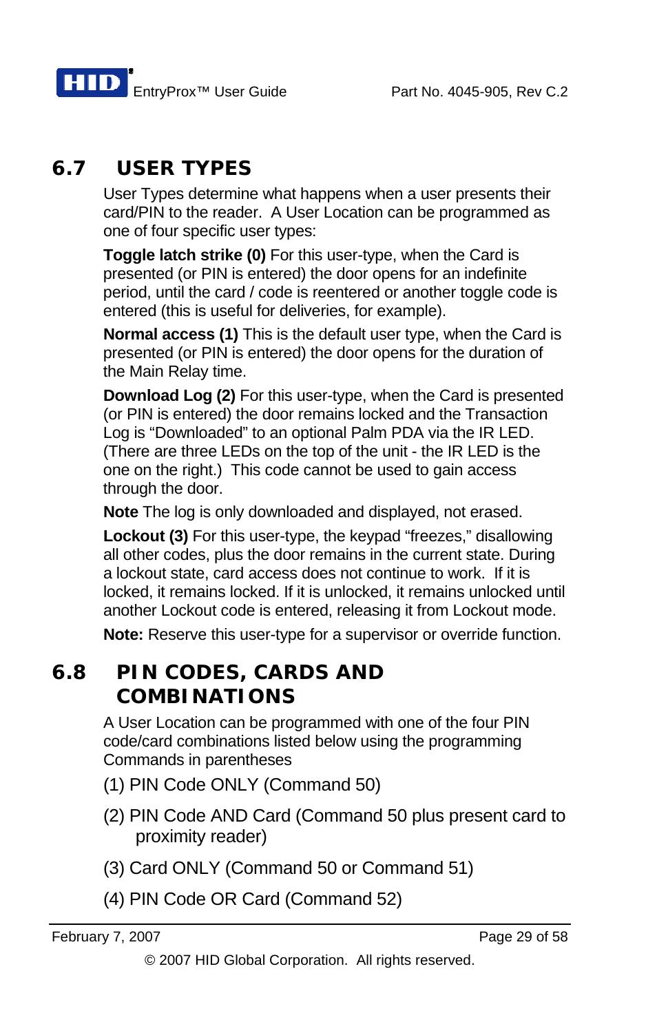## 6.7 USER TYPES

User Types determine what happens when a user presents their card/PIN to the reader. A User Location can be programmed as one of four specific user types:

**Toggle latch strike (0)** For this user-type, when the Card is presented (or PIN is entered) the door opens for an indefinite period, until the card / code is reentered or another toggle code is entered (this is useful for deliveries, for example).

**Normal access (1)** This is the default user type, when the Card is presented (or PIN is entered) the door opens for the duration of the Main Relay time.

**Download Log (2)** For this user-type, when the Card is presented (or PIN is entered) the door remains locked and the Transaction Log is "Downloaded" to an optional Palm PDA via the IR LED. (There are three LEDs on the top of the unit - the IR LED is the one on the right.) This code cannot be used to gain access through the door.

**Note** The log is only downloaded and displayed, not erased.

**Lockout (3)** For this user-type, the keypad "freezes," disallowing all other codes, plus the door remains in the current state. During a lockout state, card access does not continue to work. If it is locked, it remains locked. If it is unlocked, it remains unlocked until another Lockout code is entered, releasing it from Lockout mode.

**Note:** Reserve this user-type for a supervisor or override function.

## 6.8 PIN CODES, CARDS AND COMBINATIONS

A User Location can be programmed with one of the four PIN code/card combinations listed below using the programming Commands in parentheses

(1) PIN Code ONLY (Command 50)

(2) PIN Code AND Card (Command 50 plus present card to proximity reader)

(3) Card ONLY (Command 50 or Command 51)

(4) PIN Code OR Card (Command 52)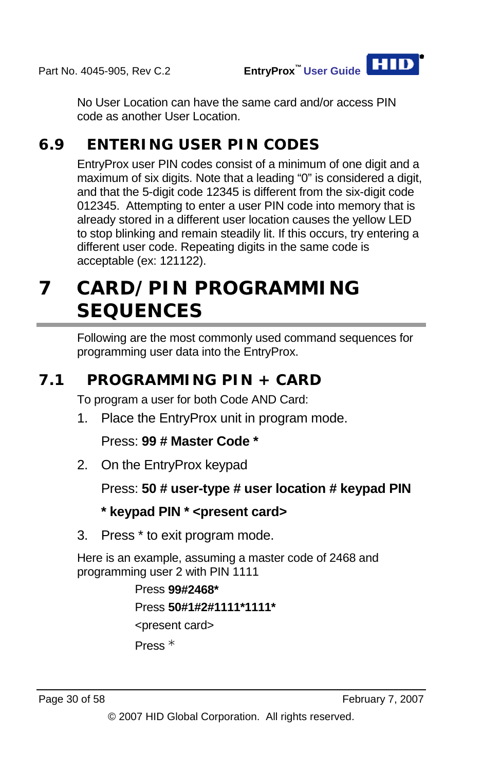No User Location can have the same card and/or access PIN code as another User Location.

## 6.9 ENTERING USER PIN CODES

EntryProx user PIN codes consist of a minimum of one digit and a maximum of six digits. Note that a leading "0" is considered a digit, and that the 5-digit code 12345 is different from the six-digit code 012345. Attempting to enter a user PIN code into memory that is already stored in a different user location causes the yellow LED to stop blinking and remain steadily lit. If this occurs, try entering a different user code. Repeating digits in the same code is acceptable (ex: 121122).

# 7 CARD/PIN PROGRAMMING SEQUENCES

Following are the most commonly used command sequences for programming user data into the EntryProx.

## 7.1 PROGRAMMING PIN + CARD

To program a user for both Code AND Card:

1. Place the EntryProx unit in program mode.

   Press: **99 # Master Code ***

2. On the EntryProx keypad

   Press: **50 # user-type # user location # keypad PIN * keypad PIN * <present card>**

3. Press * to exit program mode.

Here is an example, assuming a master code of 2468 and programming user 2 with PIN 1111

Press **99#2468***

Press **50#1#2#1111*1111***

<present card>

Press *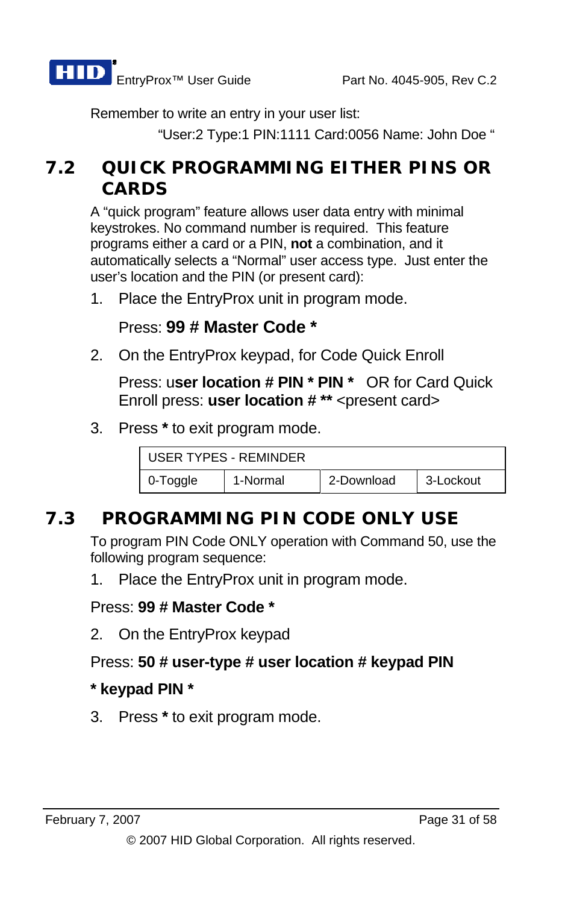Remember to write an entry in your user list:

"User:2 Type:1 PIN:1111 Card:0056 Name: John Doe "

## 7.2 QUICK PROGRAMMING EITHER PINS OR CARDS

A "quick program" feature allows user data entry with minimal keystrokes. No command number is required. This feature programs either a card or a PIN, **not** a combination, and it automatically selects a "Normal" user access type. Just enter the user's location and the PIN (or present card):

1. Place the EntryProx unit in program mode.

   Press: **99 # Master Code ***

2. On the EntryProx keypad, for Code Quick Enroll

   Press: u**ser location # PIN * PIN *** OR for Card Quick Enroll press: **user location # **** <present card>

3. Press ***** to exit program mode.

| USER TYPES - REMINDER | | | |
|---|---|---|---|
| 0-Toggle | 1-Normal | 2-Download | 3-Lockout |

## 7.3 PROGRAMMING PIN CODE ONLY USE

To program PIN Code ONLY operation with Command 50, use the following program sequence:

1. Place the EntryProx unit in program mode.

Press: **99 # Master Code ***

2. On the EntryProx keypad

Press: **50 # user-type # user location # keypad PIN**

*** keypad PIN ***

3. Press ***** to exit program mode.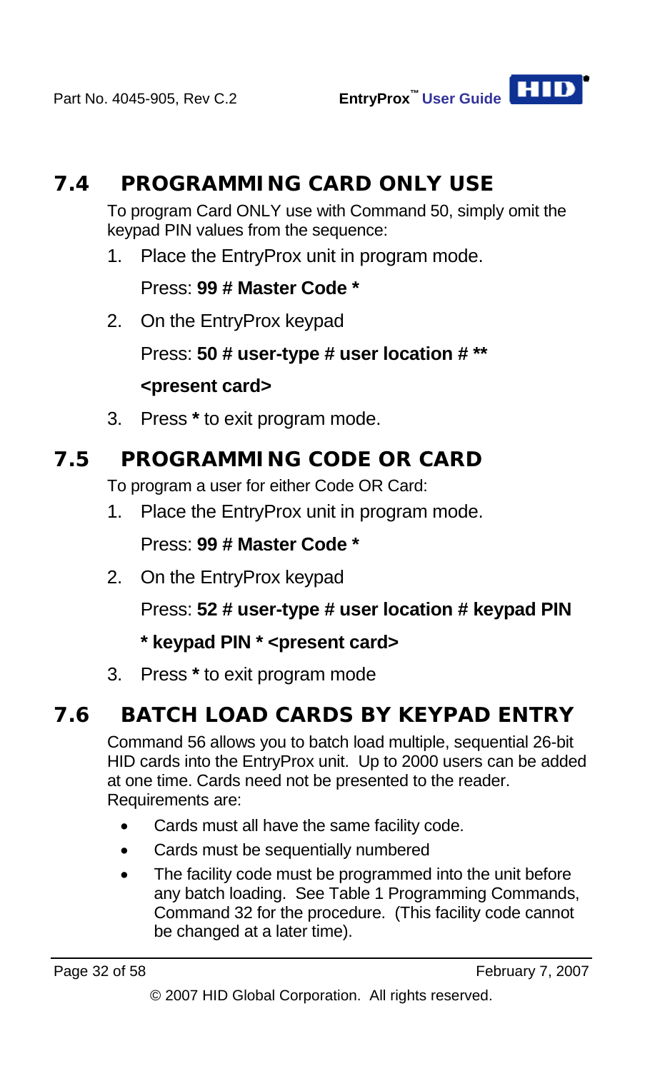## 7.4 PROGRAMMING CARD ONLY USE

To program Card ONLY use with Command 50, simply omit the keypad PIN values from the sequence:

1. Place the EntryProx unit in program mode.

   Press: **99 # Master Code ***

2. On the EntryProx keypad

   Press: **50 # user-type # user location # ****

   **<present card>**

3. Press ***** to exit program mode.

## 7.5 PROGRAMMING CODE OR CARD

To program a user for either Code OR Card:

1. Place the EntryProx unit in program mode.

   Press: **99 # Master Code ***

2. On the EntryProx keypad

   Press: **52 # user-type # user location # keypad PIN**

   *** keypad PIN * <present card>**

3. Press ***** to exit program mode

## 7.6 BATCH LOAD CARDS BY KEYPAD ENTRY

Command 56 allows you to batch load multiple, sequential 26-bit HID cards into the EntryProx unit. Up to 2000 users can be added at one time. Cards need not be presented to the reader. Requirements are:

- Cards must all have the same facility code.
- Cards must be sequentially numbered
- The facility code must be programmed into the unit before any batch loading. See Table 1 Programming Commands, Command 32 for the procedure. (This facility code cannot be changed at a later time).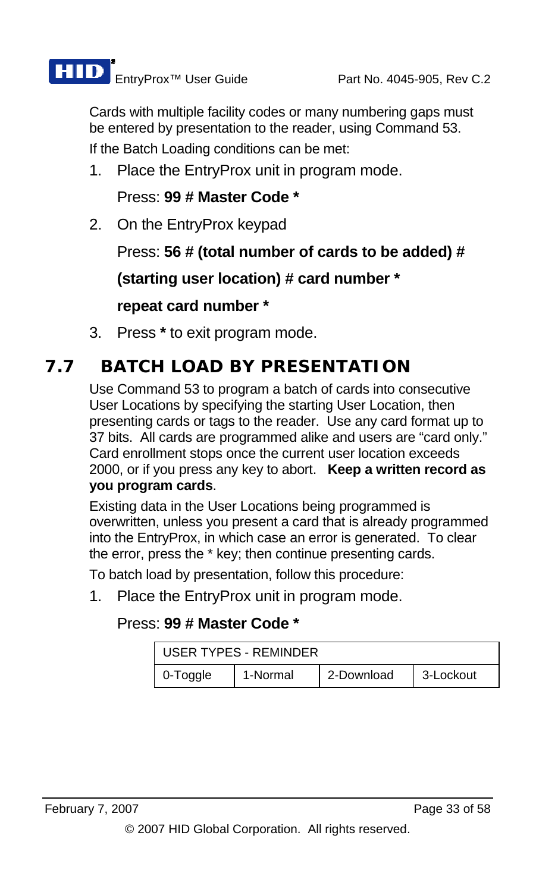Cards with multiple facility codes or many numbering gaps must be entered by presentation to the reader, using Command 53.

If the Batch Loading conditions can be met:

1. Place the EntryProx unit in program mode.

   Press: **99 # Master Code ***

2. On the EntryProx keypad

   Press: **56 # (total number of cards to be added) # (starting user location) # card number * repeat card number ***

3. Press ***** to exit program mode.

## 7.7 BATCH LOAD BY PRESENTATION

Use Command 53 to program a batch of cards into consecutive User Locations by specifying the starting User Location, then presenting cards or tags to the reader. Use any card format up to 37 bits. All cards are programmed alike and users are "card only." Card enrollment stops once the current user location exceeds 2000, or if you press any key to abort. **Keep a written record as you program cards**.

Existing data in the User Locations being programmed is overwritten, unless you present a card that is already programmed into the EntryProx, in which case an error is generated. To clear the error, press the * key; then continue presenting cards.

To batch load by presentation, follow this procedure:

1. Place the EntryProx unit in program mode.

   Press: **99 # Master Code ***

| USER TYPES - REMINDER | | | |
|---|---|---|---|
| 0-Toggle | 1-Normal | 2-Download | 3-Lockout |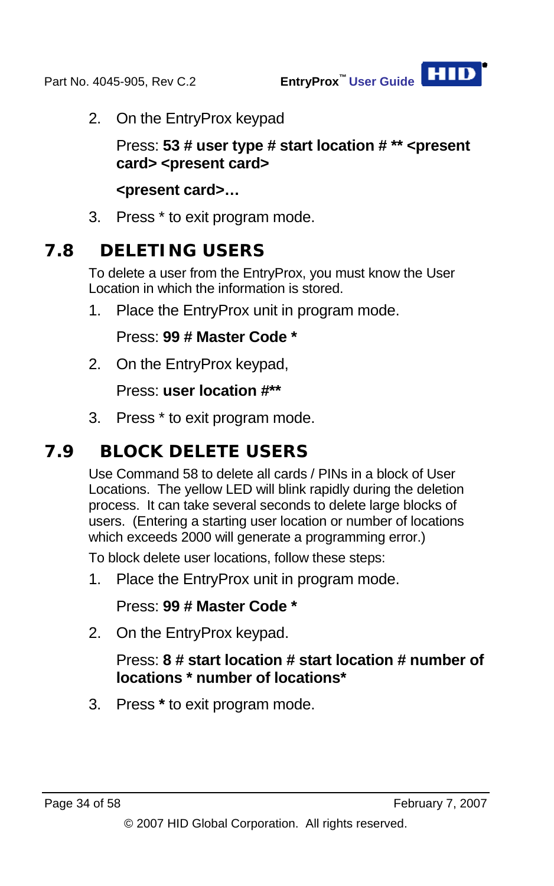2. On the EntryProx keypad

   Press: **53 # user type # start location # ** <present card> <present card>**

   **<present card>…**

3. Press * to exit program mode.

## 7.8 DELETING USERS

To delete a user from the EntryProx, you must know the User Location in which the information is stored.

1. Place the EntryProx unit in program mode.

   Press: **99 # Master Code ***

2. On the EntryProx keypad,

   Press: **user location #****

3. Press * to exit program mode.

## 7.9 BLOCK DELETE USERS

Use Command 58 to delete all cards / PINs in a block of User Locations. The yellow LED will blink rapidly during the deletion process. It can take several seconds to delete large blocks of users. (Entering a starting user location or number of locations which exceeds 2000 will generate a programming error.)

To block delete user locations, follow these steps:

1. Place the EntryProx unit in program mode.

   Press: **99 # Master Code ***

2. On the EntryProx keypad.

   Press: **8 # start location # start location # number of locations * number of locations***

3. Press ***** to exit program mode.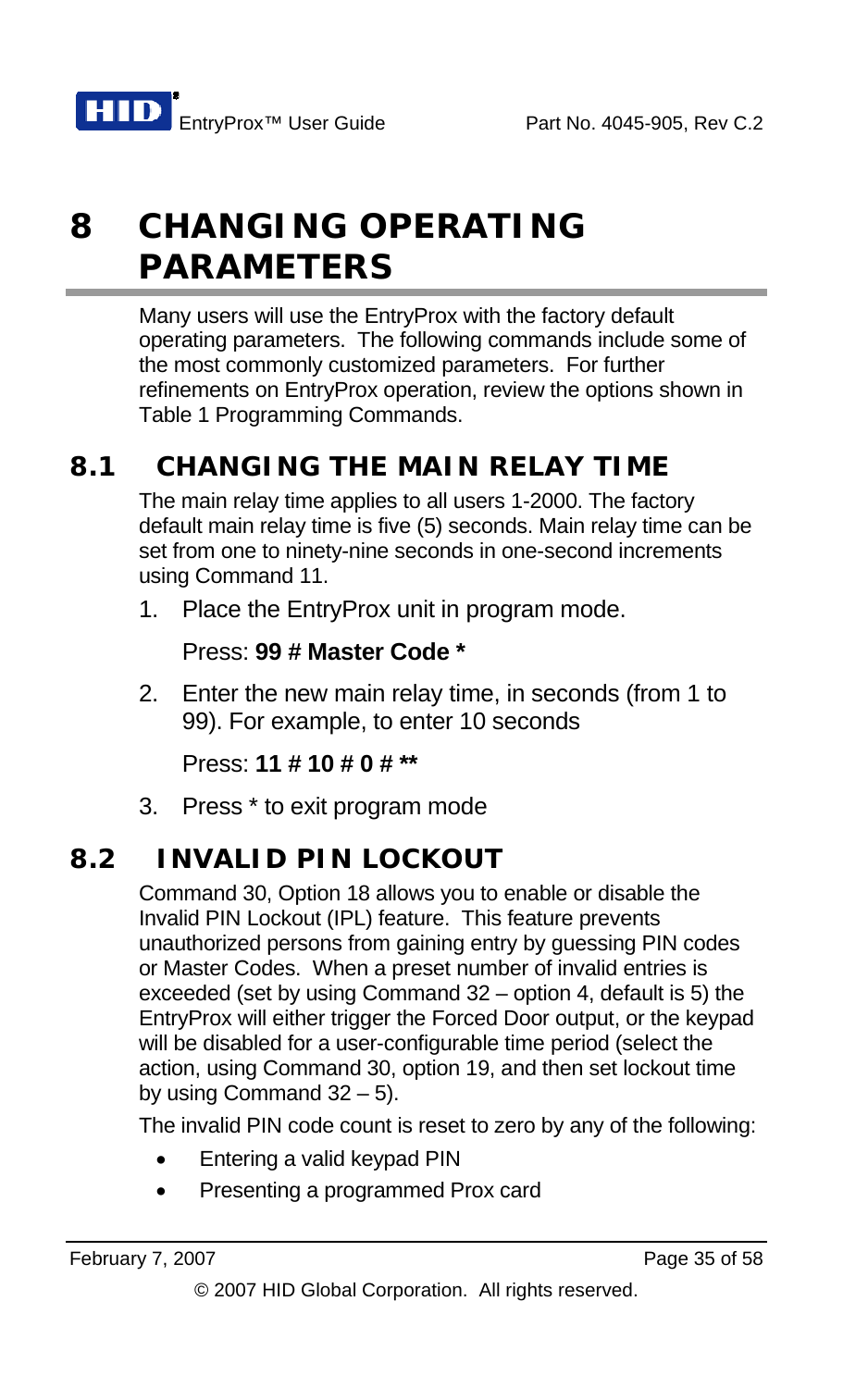# 8 CHANGING OPERATING PARAMETERS

Many users will use the EntryProx with the factory default operating parameters. The following commands include some of the most commonly customized parameters. For further refinements on EntryProx operation, review the options shown in Table 1 Programming Commands.

## 8.1 CHANGING THE MAIN RELAY TIME

The main relay time applies to all users 1-2000. The factory default main relay time is five (5) seconds. Main relay time can be set from one to ninety-nine seconds in one-second increments using Command 11.

1. Place the EntryProx unit in program mode.

   Press: **99 # Master Code ***

2. Enter the new main relay time, in seconds (from 1 to 99). For example, to enter 10 seconds

   Press: **11 # 10 # 0 # ****

3. Press * to exit program mode

## 8.2 INVALID PIN LOCKOUT

Command 30, Option 18 allows you to enable or disable the Invalid PIN Lockout (IPL) feature. This feature prevents unauthorized persons from gaining entry by guessing PIN codes or Master Codes. When a preset number of invalid entries is exceeded (set by using Command 32 – option 4, default is 5) the EntryProx will either trigger the Forced Door output, or the keypad will be disabled for a user-configurable time period (select the action, using Command 30, option 19, and then set lockout time by using Command 32 – 5).

The invalid PIN code count is reset to zero by any of the following:

- Entering a valid keypad PIN
- Presenting a programmed Prox card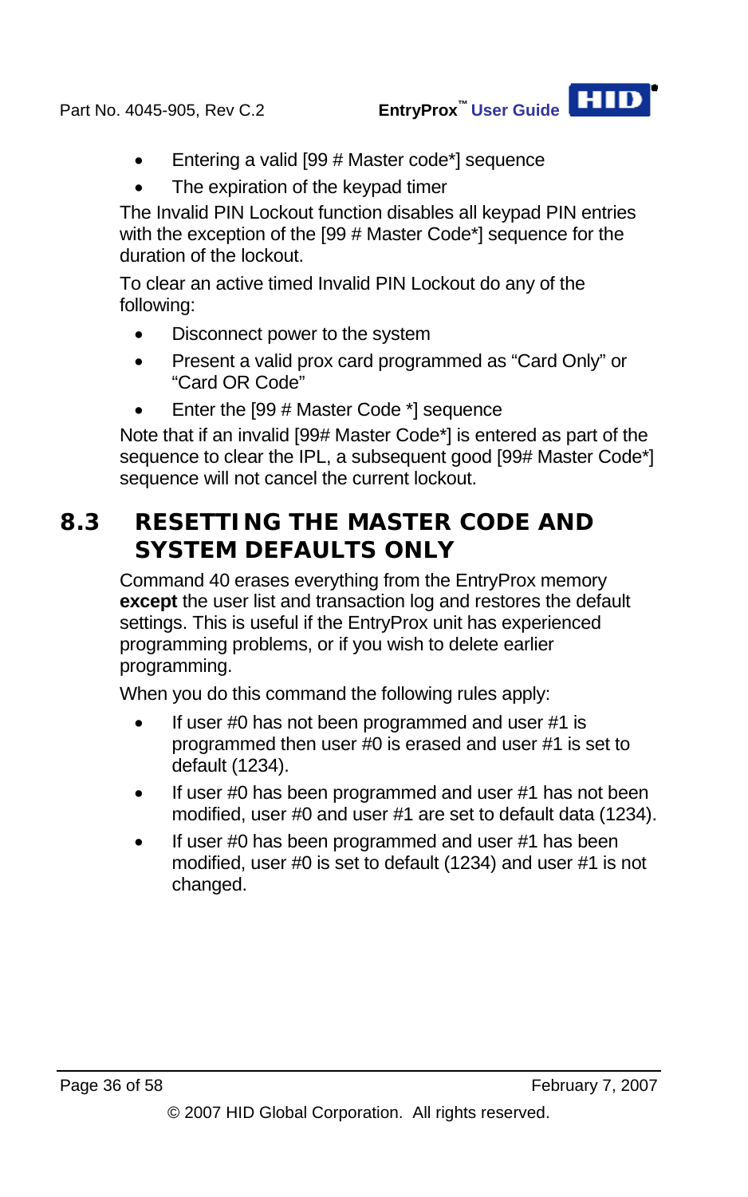- Entering a valid [99 # Master code*] sequence
- The expiration of the keypad timer

The Invalid PIN Lockout function disables all keypad PIN entries with the exception of the [99 # Master Code*] sequence for the duration of the lockout.

To clear an active timed Invalid PIN Lockout do any of the following:

- Disconnect power to the system
- Present a valid prox card programmed as “Card Only” or “Card OR Code”
- Enter the [99 # Master Code *] sequence

Note that if an invalid [99# Master Code*] is entered as part of the sequence to clear the IPL, a subsequent good [99# Master Code*] sequence will not cancel the current lockout.

## 8.3 RESETTING THE MASTER CODE AND SYSTEM DEFAULTS ONLY

Command 40 erases everything from the EntryProx memory **except** the user list and transaction log and restores the default settings. This is useful if the EntryProx unit has experienced programming problems, or if you wish to delete earlier programming.

When you do this command the following rules apply:

- If user #0 has not been programmed and user #1 is programmed then user #0 is erased and user #1 is set to default (1234).
- If user #0 has been programmed and user #1 has not been modified, user #0 and user #1 are set to default data (1234).
- If user #0 has been programmed and user #1 has been modified, user #0 is set to default (1234) and user #1 is not changed.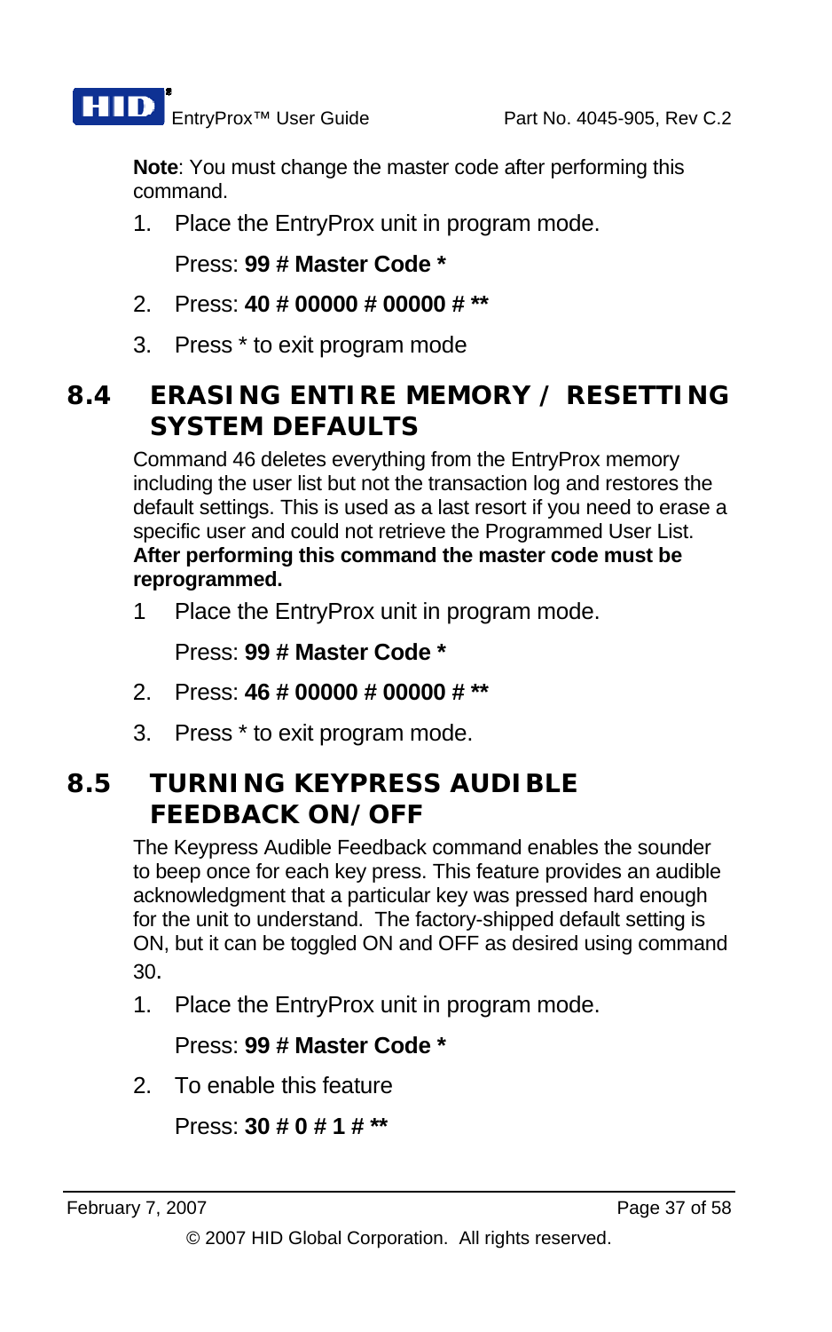**Note**: You must change the master code after performing this command.

1. Place the EntryProx unit in program mode.

   Press: **99 # Master Code ***

2. Press: **40 # 00000 # 00000 # ****

3. Press * to exit program mode

## 8.4 ERASING ENTIRE MEMORY / RESETTING SYSTEM DEFAULTS

Command 46 deletes everything from the EntryProx memory including the user list but not the transaction log and restores the default settings. This is used as a last resort if you need to erase a specific user and could not retrieve the Programmed User List. **After performing this command the master code must be reprogrammed.**

1. Place the EntryProx unit in program mode.

   Press: **99 # Master Code ***

2. Press: **46 # 00000 # 00000 # ****

3. Press * to exit program mode.

## 8.5 TURNING KEYPRESS AUDIBLE FEEDBACK ON/OFF

The Keypress Audible Feedback command enables the sounder to beep once for each key press. This feature provides an audible acknowledgment that a particular key was pressed hard enough for the unit to understand. The factory-shipped default setting is ON, but it can be toggled ON and OFF as desired using command 30.

1. Place the EntryProx unit in program mode.

   Press: **99 # Master Code ***

2. To enable this feature

   Press: **30 # 0 # 1 # ****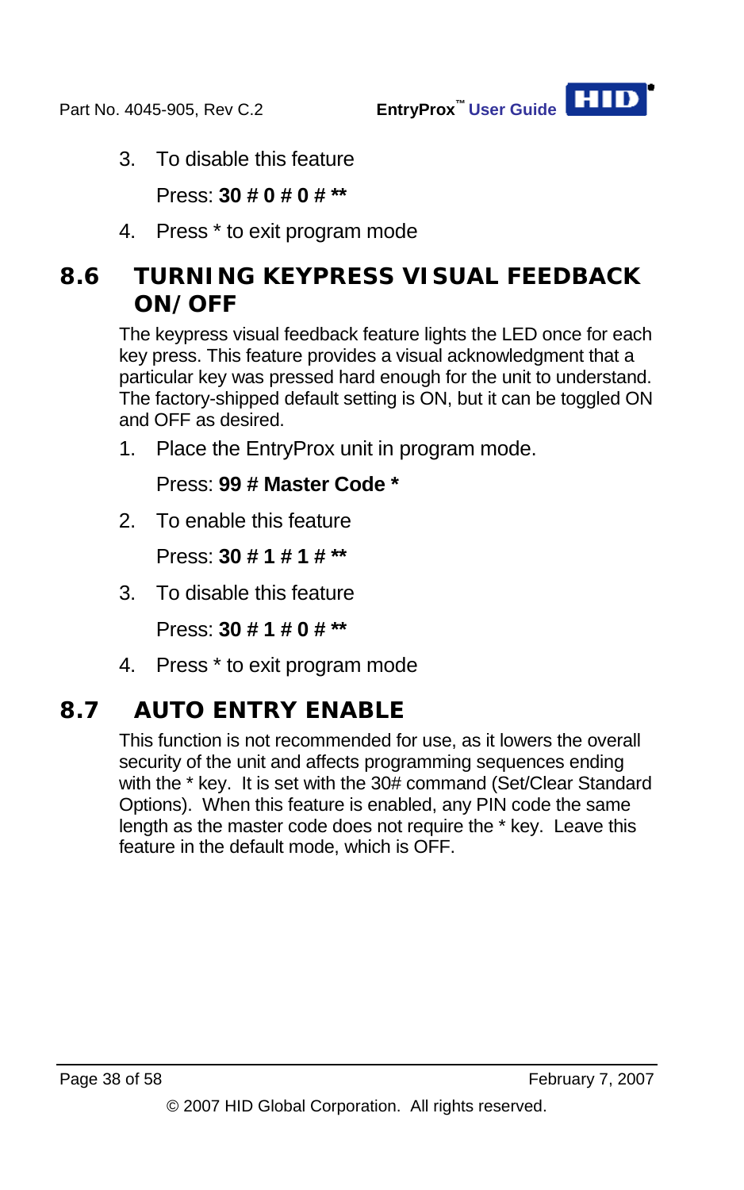3. To disable this feature

   Press: **30 # 0 # 0 # \*\***

4. Press * to exit program mode

## 8.6 TURNING KEYPRESS VISUAL FEEDBACK ON/OFF

The keypress visual feedback feature lights the LED once for each key press. This feature provides a visual acknowledgment that a particular key was pressed hard enough for the unit to understand. The factory-shipped default setting is ON, but it can be toggled ON and OFF as desired.

1. Place the EntryProx unit in program mode.

   Press: **99 # Master Code \***

2. To enable this feature

   Press: **30 # 1 # 1 # \*\***

3. To disable this feature

   Press: **30 # 1 # 0 # \*\***

4. Press * to exit program mode

## 8.7 AUTO ENTRY ENABLE

This function is not recommended for use, as it lowers the overall security of the unit and affects programming sequences ending with the * key. It is set with the 30# command (Set/Clear Standard Options). When this feature is enabled, any PIN code the same length as the master code does not require the * key. Leave this feature in the default mode, which is OFF.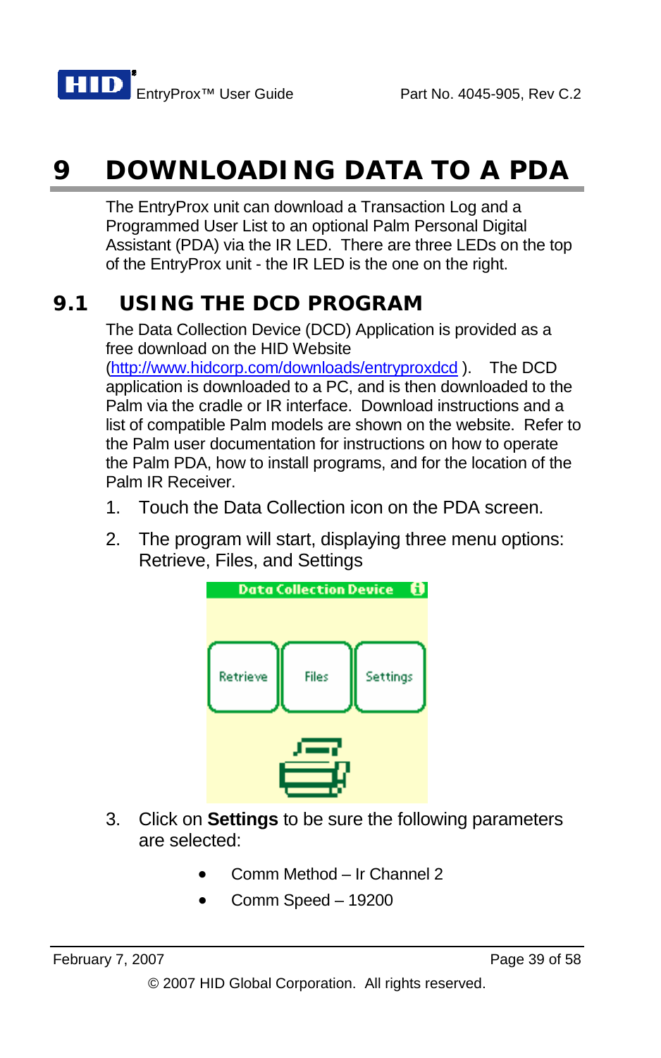// Note: the screenshot of the Palm "Data Collection Device" menu (Retrieve, Files, Settings buttons) was not flagged as an image, so it is omitted and its button labels are not transcribed.

# 9 DOWNLOADING DATA TO A PDA

The EntryProx unit can download a Transaction Log and a Programmed User List to an optional Palm Personal Digital Assistant (PDA) via the IR LED. There are three LEDs on the top of the EntryProx unit - the IR LED is the one on the right.

## 9.1 USING THE DCD PROGRAM

The Data Collection Device (DCD) Application is provided as a free download on the HID Website (http://www.hidcorp.com/downloads/entryproxdcd ). The DCD application is downloaded to a PC, and is then downloaded to the Palm via the cradle or IR interface. Download instructions and a list of compatible Palm models are shown on the website. Refer to the Palm user documentation for instructions on how to operate the Palm PDA, how to install programs, and for the location of the Palm IR Receiver.

1. Touch the Data Collection icon on the PDA screen.
2. The program will start, displaying three menu options: Retrieve, Files, and Settings
3. Click on **Settings** to be sure the following parameters are selected:
    - Comm Method – Ir Channel 2
    - Comm Speed – 19200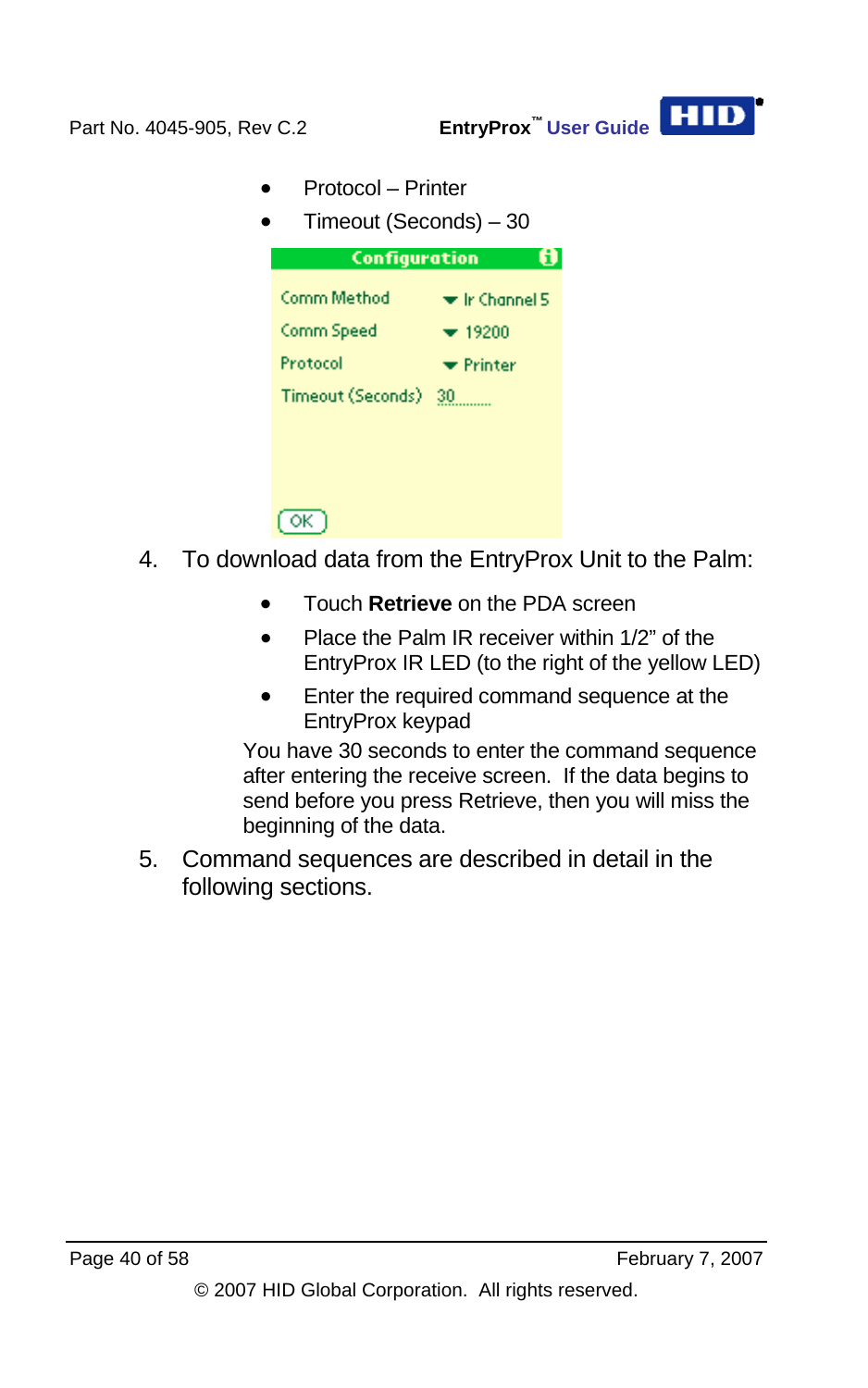- Protocol – Printer
- Timeout (Seconds) – 30

**Configuration**

| | |
|---|---|
| Comm Method | Ir Channel 5 |
| Comm Speed | 19200 |
| Protocol | Printer |
| Timeout (Seconds) | 30 |

OK

4. To download data from the EntryProx Unit to the Palm:

   - Touch **Retrieve** on the PDA screen
   - Place the Palm IR receiver within 1/2" of the EntryProx IR LED (to the right of the yellow LED)
   - Enter the required command sequence at the EntryProx keypad

   You have 30 seconds to enter the command sequence after entering the receive screen. If the data begins to send before you press Retrieve, then you will miss the beginning of the data.

5. Command sequences are described in detail in the following sections.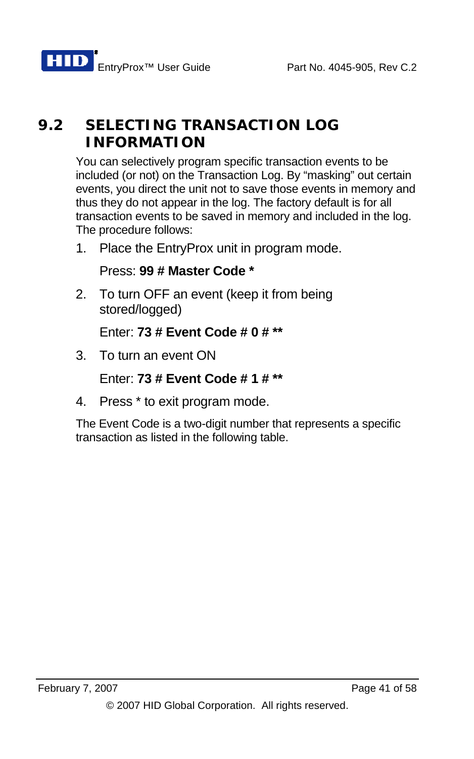## 9.2 SELECTING TRANSACTION LOG INFORMATION

You can selectively program specific transaction events to be included (or not) on the Transaction Log. By "masking" out certain events, you direct the unit not to save those events in memory and thus they do not appear in the log. The factory default is for all transaction events to be saved in memory and included in the log. The procedure follows:

1. Place the EntryProx unit in program mode.

   Press: **99 # Master Code ***

2. To turn OFF an event (keep it from being stored/logged)

   Enter: **73 # Event Code # 0 # ****

3. To turn an event ON

   Enter: **73 # Event Code # 1 # ****

4. Press * to exit program mode.

The Event Code is a two-digit number that represents a specific transaction as listed in the following table.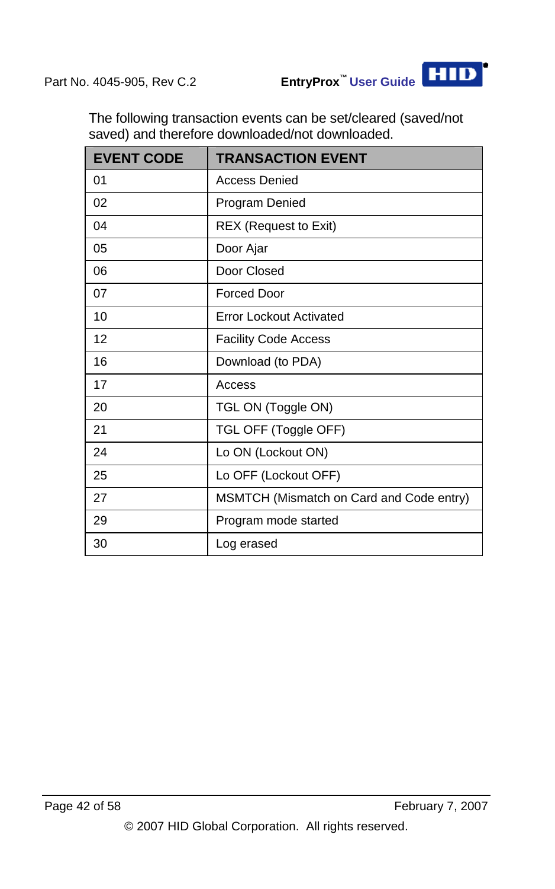The following transaction events can be set/cleared (saved/not saved) and therefore downloaded/not downloaded.

| EVENT CODE | TRANSACTION EVENT |
|---|---|
| 01 | Access Denied |
| 02 | Program Denied |
| 04 | REX (Request to Exit) |
| 05 | Door Ajar |
| 06 | Door Closed |
| 07 | Forced Door |
| 10 | Error Lockout Activated |
| 12 | Facility Code Access |
| 16 | Download (to PDA) |
| 17 | Access |
| 20 | TGL ON (Toggle ON) |
| 21 | TGL OFF (Toggle OFF) |
| 24 | Lo ON (Lockout ON) |
| 25 | Lo OFF (Lockout OFF) |
| 27 | MSMTCH (Mismatch on Card and Code entry) |
| 29 | Program mode started |
| 30 | Log erased |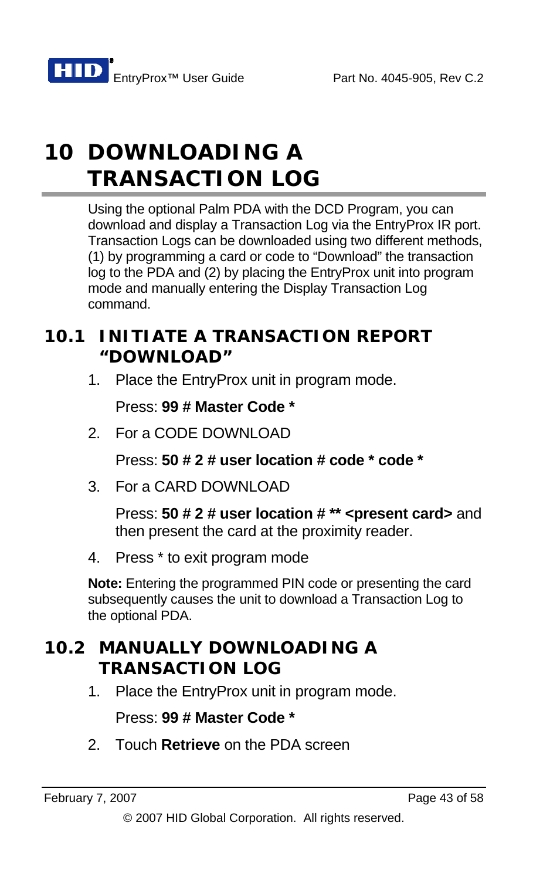# 10 DOWNLOADING A TRANSACTION LOG

Using the optional Palm PDA with the DCD Program, you can download and display a Transaction Log via the EntryProx IR port. Transaction Logs can be downloaded using two different methods, (1) by programming a card or code to "Download" the transaction log to the PDA and (2) by placing the EntryProx unit into program mode and manually entering the Display Transaction Log command.

## 10.1 INITIATE A TRANSACTION REPORT "DOWNLOAD"

1. Place the EntryProx unit in program mode.

   Press: **99 # Master Code ***

2. For a CODE DOWNLOAD

   Press: **50 # 2 # user location # code * code ***

3. For a CARD DOWNLOAD

   Press: **50 # 2 # user location # ** <present card>** and then present the card at the proximity reader.

4. Press * to exit program mode

**Note:** Entering the programmed PIN code or presenting the card subsequently causes the unit to download a Transaction Log to the optional PDA.

## 10.2 MANUALLY DOWNLOADING A TRANSACTION LOG

1. Place the EntryProx unit in program mode.

   Press: **99 # Master Code ***

2. Touch **Retrieve** on the PDA screen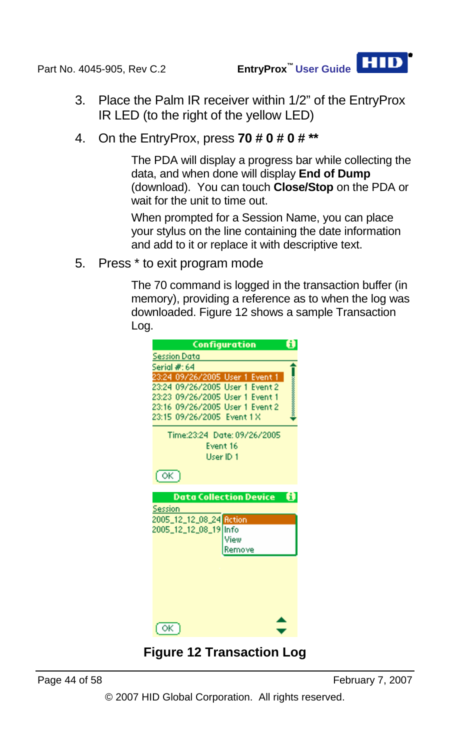3. Place the Palm IR receiver within 1/2" of the EntryProx IR LED (to the right of the yellow LED)

4. On the EntryProx, press **70 # 0 # 0 # ****

   The PDA will display a progress bar while collecting the data, and when done will display **End of Dump** (download). You can touch **Close/Stop** on the PDA or wait for the unit to time out.

   When prompted for a Session Name, you can place your stylus on the line containing the date information and add to it or replace it with descriptive text.

5. Press * to exit program mode

   The 70 command is logged in the transaction buffer (in memory), providing a reference as to when the log was downloaded. Figure 12 shows a sample Transaction Log.

**Figure 12 Transaction Log**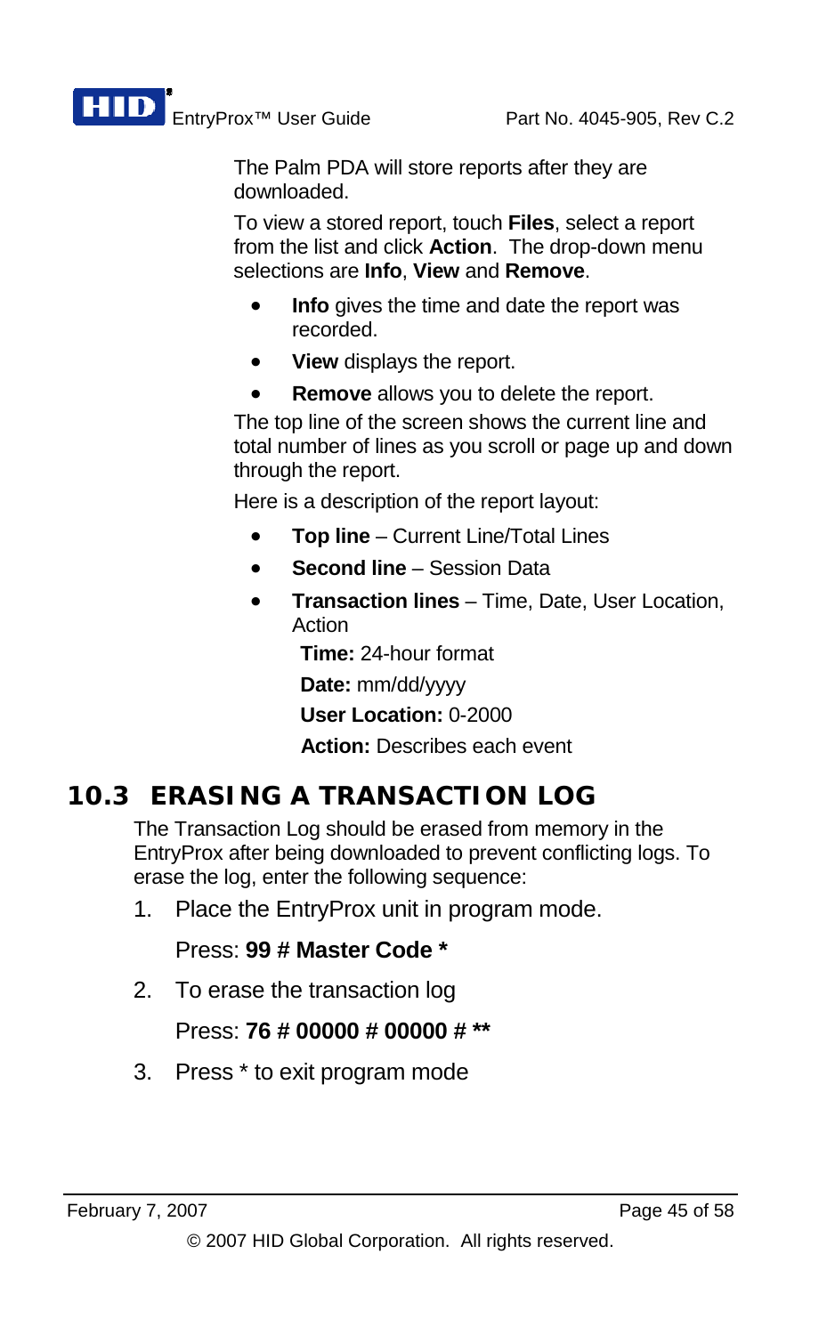The Palm PDA will store reports after they are downloaded.

To view a stored report, touch **Files**, select a report from the list and click **Action**. The drop-down menu selections are **Info**, **View** and **Remove**.

- **Info** gives the time and date the report was recorded.
- **View** displays the report.
- **Remove** allows you to delete the report.

The top line of the screen shows the current line and total number of lines as you scroll or page up and down through the report.

Here is a description of the report layout:

- **Top line** – Current Line/Total Lines
- **Second line** – Session Data
- **Transaction lines** – Time, Date, User Location, Action

  **Time:** 24-hour format

  **Date:** mm/dd/yyyy

  **User Location:** 0-2000

  **Action:** Describes each event

## 10.3 ERASING A TRANSACTION LOG

The Transaction Log should be erased from memory in the EntryProx after being downloaded to prevent conflicting logs. To erase the log, enter the following sequence:

1. Place the EntryProx unit in program mode.

   Press: **99 # Master Code ***

2. To erase the transaction log

   Press: **76 # 00000 # 00000 # ****

3. Press * to exit program mode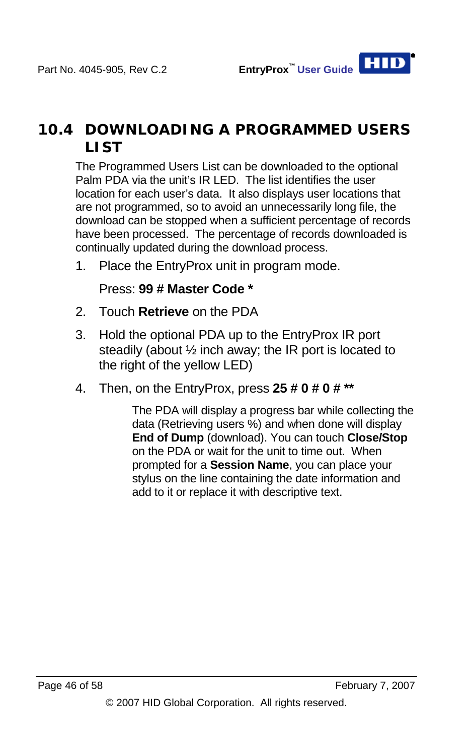## 10.4 DOWNLOADING A PROGRAMMED USERS LIST

The Programmed Users List can be downloaded to the optional Palm PDA via the unit's IR LED. The list identifies the user location for each user's data. It also displays user locations that are not programmed, so to avoid an unnecessarily long file, the download can be stopped when a sufficient percentage of records have been processed. The percentage of records downloaded is continually updated during the download process.

1. Place the EntryProx unit in program mode.

   Press: **99 # Master Code ***

2. Touch **Retrieve** on the PDA

3. Hold the optional PDA up to the EntryProx IR port steadily (about ½ inch away; the IR port is located to the right of the yellow LED)

4. Then, on the EntryProx, press **25 # 0 # 0 # ****

   The PDA will display a progress bar while collecting the data (Retrieving users %) and when done will display **End of Dump** (download). You can touch **Close/Stop** on the PDA or wait for the unit to time out. When prompted for a **Session Name**, you can place your stylus on the line containing the date information and add to it or replace it with descriptive text.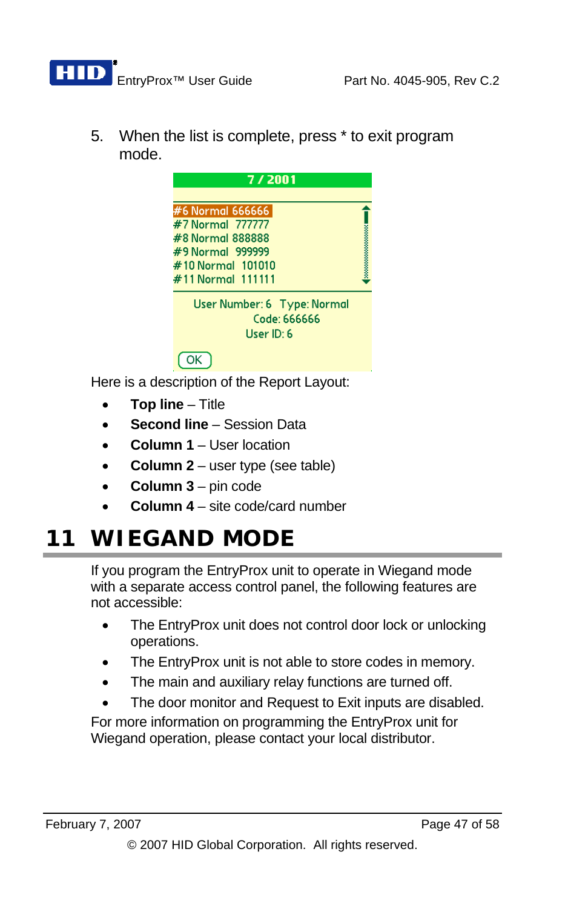5. When the list is complete, press * to exit program mode.

7 / 2001

#6 Normal 666666
#7 Normal 777777
#8 Normal 888888
#9 Normal 999999
#10 Normal 101010
#11 Normal 111111

User Number: 6 Type: Normal
Code: 666666
User ID: 6

OK

Here is a description of the Report Layout:

- **Top line** – Title
- **Second line** – Session Data
- **Column 1** – User location
- **Column 2** – user type (see table)
- **Column 3** – pin code
- **Column 4** – site code/card number

# 11 WIEGAND MODE

If you program the EntryProx unit to operate in Wiegand mode with a separate access control panel, the following features are not accessible:

- The EntryProx unit does not control door lock or unlocking operations.
- The EntryProx unit is not able to store codes in memory.
- The main and auxiliary relay functions are turned off.
- The door monitor and Request to Exit inputs are disabled.

For more information on programming the EntryProx unit for Wiegand operation, please contact your local distributor.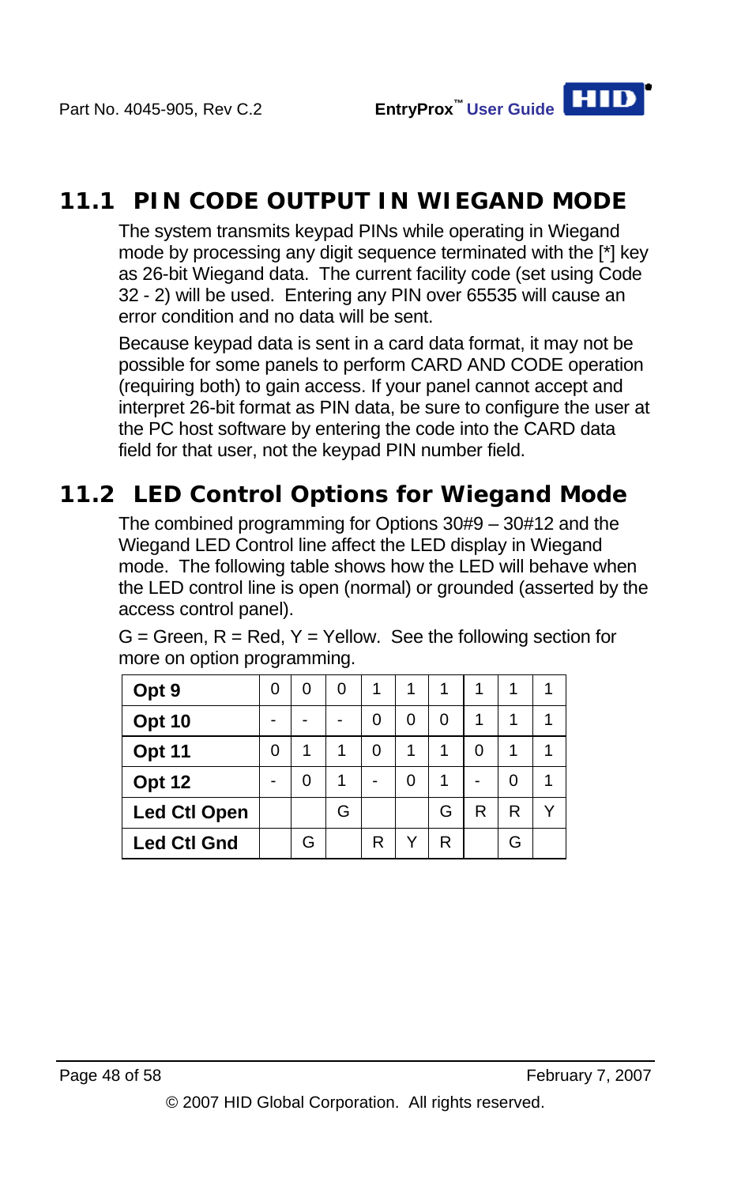## 11.1 PIN CODE OUTPUT IN WIEGAND MODE

The system transmits keypad PINs while operating in Wiegand mode by processing any digit sequence terminated with the [*] key as 26-bit Wiegand data. The current facility code (set using Code 32 - 2) will be used. Entering any PIN over 65535 will cause an error condition and no data will be sent.

Because keypad data is sent in a card data format, it may not be possible for some panels to perform CARD AND CODE operation (requiring both) to gain access. If your panel cannot accept and interpret 26-bit format as PIN data, be sure to configure the user at the PC host software by entering the code into the CARD data field for that user, not the keypad PIN number field.

## 11.2 LED Control Options for Wiegand Mode

The combined programming for Options 30#9 – 30#12 and the Wiegand LED Control line affect the LED display in Wiegand mode. The following table shows how the LED will behave when the LED control line is open (normal) or grounded (asserted by the access control panel).

G = Green, R = Red, Y = Yellow. See the following section for more on option programming.

| **Opt 9** | 0 | 0 | 0 | 1 | 1 | 1 | 1 | 1 | 1 |
|---|---|---|---|---|---|---|---|---|---|
| **Opt 10** | - | - | - | 0 | 0 | 0 | 1 | 1 | 1 |
| **Opt 11** | 0 | 1 | 1 | 0 | 1 | 1 | 0 | 1 | 1 |
| **Opt 12** | - | 0 | 1 | - | 0 | 1 | - | 0 | 1 |
| **Led Ctl Open** | | | G | | | G | R | R | Y |
| **Led Ctl Gnd** | | G | | R | Y | R | | G | |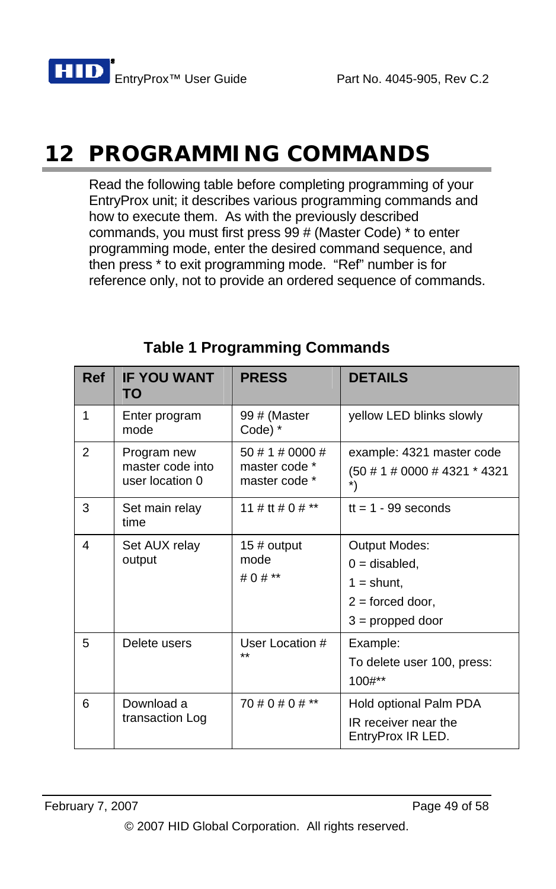# 12 PROGRAMMING COMMANDS

Read the following table before completing programming of your EntryProx unit; it describes various programming commands and how to execute them. As with the previously described commands, you must first press 99 # (Master Code) * to enter programming mode, enter the desired command sequence, and then press * to exit programming mode. "Ref" number is for reference only, not to provide an ordered sequence of commands.

**Table 1 Programming Commands**

| Ref | IF YOU WANT TO | PRESS | DETAILS |
|---|---|---|---|
| 1 | Enter program mode | 99 # (Master Code) * | yellow LED blinks slowly |
| 2 | Program new master code into user location 0 | 50 # 1 # 0000 # master code * master code * | example: 4321 master code (50 # 1 # 0000 # 4321 * 4321 *) |
| 3 | Set main relay time | 11 # tt # 0 # ** | tt = 1 - 99 seconds |
| 4 | Set AUX relay output | 15 # output mode # 0 # ** | Output Modes: 0 = disabled, 1 = shunt, 2 = forced door, 3 = propped door |
| 5 | Delete users | User Location # ** | Example: To delete user 100, press: 100#** |
| 6 | Download a transaction Log | 70 # 0 # 0 # ** | Hold optional Palm PDA IR receiver near the EntryProx IR LED. |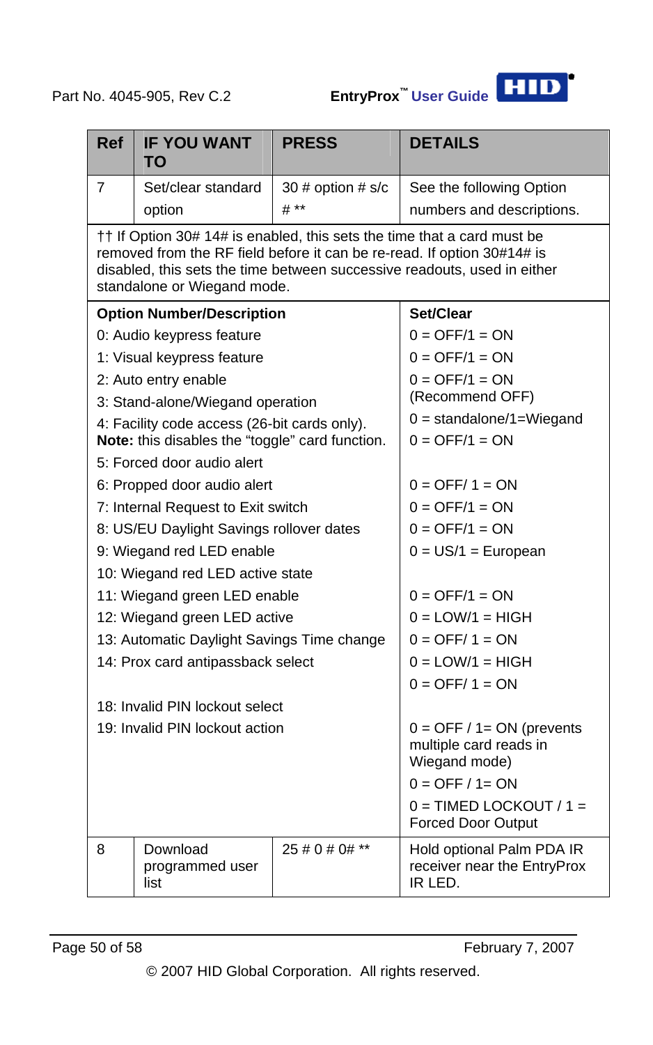| Ref | IF YOU WANT TO | PRESS | DETAILS |
|---|---|---|---|
| 7 | Set/clear standard option | 30 # option # s/c # ** | See the following Option numbers and descriptions. |
| †† If Option 30# 14# is enabled, this sets the time that a card must be removed from the RF field before it can be re-read. If option 30#14# is disabled, this sets the time between successive readouts, used in either standalone or Wiegand mode. | | | |
| **Option Number/Description** | | | **Set/Clear** |
| 0: Audio keypress feature | | | 0 = OFF/1 = ON |
| 1: Visual keypress feature | | | 0 = OFF/1 = ON |
| 2: Auto entry enable | | | 0 = OFF/1 = ON (Recommend OFF) |
| 3: Stand-alone/Wiegand operation | | | 0 = standalone/1=Wiegand |
| 4: Facility code access (26-bit cards only). **Note:** this disables the “toggle” card function. | | | 0 = OFF/1 = ON |
| 5: Forced door audio alert | | | |
| 6: Propped door audio alert | | | 0 = OFF/ 1 = ON |
| 7: Internal Request to Exit switch | | | 0 = OFF/1 = ON |
| 8: US/EU Daylight Savings rollover dates | | | 0 = OFF/1 = ON |
| 9: Wiegand red LED enable | | | 0 = US/1 = European |
| 10: Wiegand red LED active state | | | |
| 11: Wiegand green LED enable | | | 0 = OFF/1 = ON |
| 12: Wiegand green LED active | | | 0 = LOW/1 = HIGH |
| 13: Automatic Daylight Savings Time change | | | 0 = OFF/ 1 = ON |
| 14: Prox card antipassback select | | | 0 = LOW/1 = HIGH |
| | | | 0 = OFF/ 1 = ON |
| 18: Invalid PIN lockout select | | | |
| 19: Invalid PIN lockout action | | | 0 = OFF / 1= ON (prevents multiple card reads in Wiegand mode) |
| | | | 0 = OFF / 1= ON |
| | | | 0 = TIMED LOCKOUT / 1 = Forced Door Output |
| 8 | Download programmed user list | 25 # 0 # 0# ** | Hold optional Palm PDA IR receiver near the EntryProx IR LED. |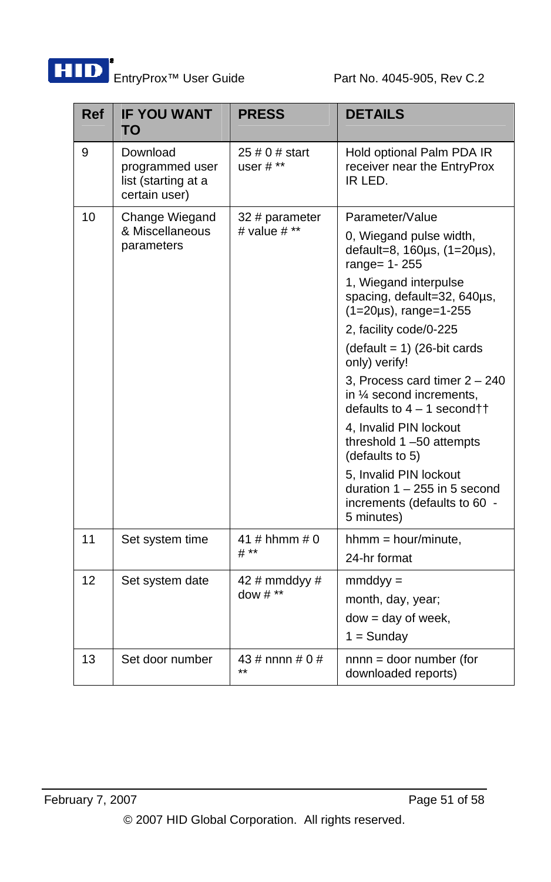| Ref | IF YOU WANT TO | PRESS | DETAILS |
|---|---|---|---|
| 9 | Download programmed user list (starting at a certain user) | 25 # 0 # start user # ** | Hold optional Palm PDA IR receiver near the EntryProx IR LED. |
| 10 | Change Wiegand & Miscellaneous parameters | 32 # parameter # value # ** | Parameter/Value<br>0, Wiegand pulse width, default=8, 160µs, (1=20µs), range= 1- 255<br>1, Wiegand interpulse spacing, default=32, 640µs, (1=20µs), range=1-255<br>2, facility code/0-225<br>(default = 1) (26-bit cards only) verify!<br>3, Process card timer 2 – 240 in ¼ second increments, defaults to 4 – 1 second††<br>4, Invalid PIN lockout threshold 1 –50 attempts (defaults to 5)<br>5, Invalid PIN lockout duration 1 – 255 in 5 second increments (defaults to 60 - 5 minutes) |
| 11 | Set system time | 41 # hhmm # 0 # ** | hhmm = hour/minute,<br>24-hr format |
| 12 | Set system date | 42 # mmddyy # dow # ** | mmddyy =<br>month, day, year;<br>dow = day of week,<br>1 = Sunday |
| 13 | Set door number | 43 # nnnn # 0 # ** | nnnn = door number (for downloaded reports) |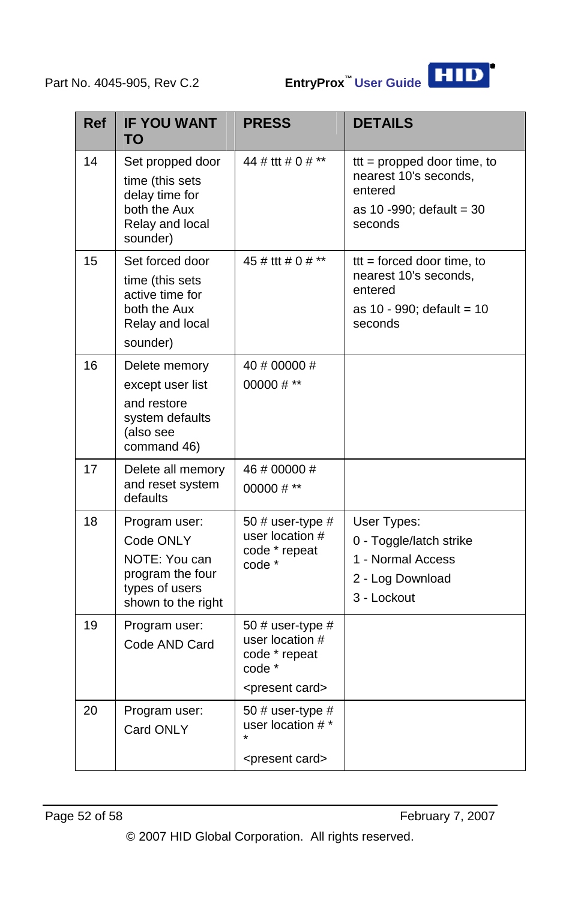| Ref | IF YOU WANT TO | PRESS | DETAILS |
| --- | --- | --- | --- |
| 14 | Set propped door time (this sets delay time for both the Aux Relay and local sounder) | 44 # ttt # 0 # ** | ttt = propped door time, to nearest 10's seconds, entered as 10 -990; default = 30 seconds |
| 15 | Set forced door time (this sets active time for both the Aux Relay and local sounder) | 45 # ttt # 0 # ** | ttt = forced door time, to nearest 10's seconds, entered as 10 - 990; default = 10 seconds |
| 16 | Delete memory except user list and restore system defaults (also see command 46) | 40 # 00000 # 00000 # ** | |
| 17 | Delete all memory and reset system defaults | 46 # 00000 # 00000 # ** | |
| 18 | Program user: Code ONLY NOTE: You can program the four types of users shown to the right | 50 # user-type # user location # code * repeat code * | User Types: 0 - Toggle/latch strike 1 - Normal Access 2 - Log Download 3 - Lockout |
| 19 | Program user: Code AND Card | 50 # user-type # user location # code * repeat code * <present card> | |
| 20 | Program user: Card ONLY | 50 # user-type # user location # * * <present card> | |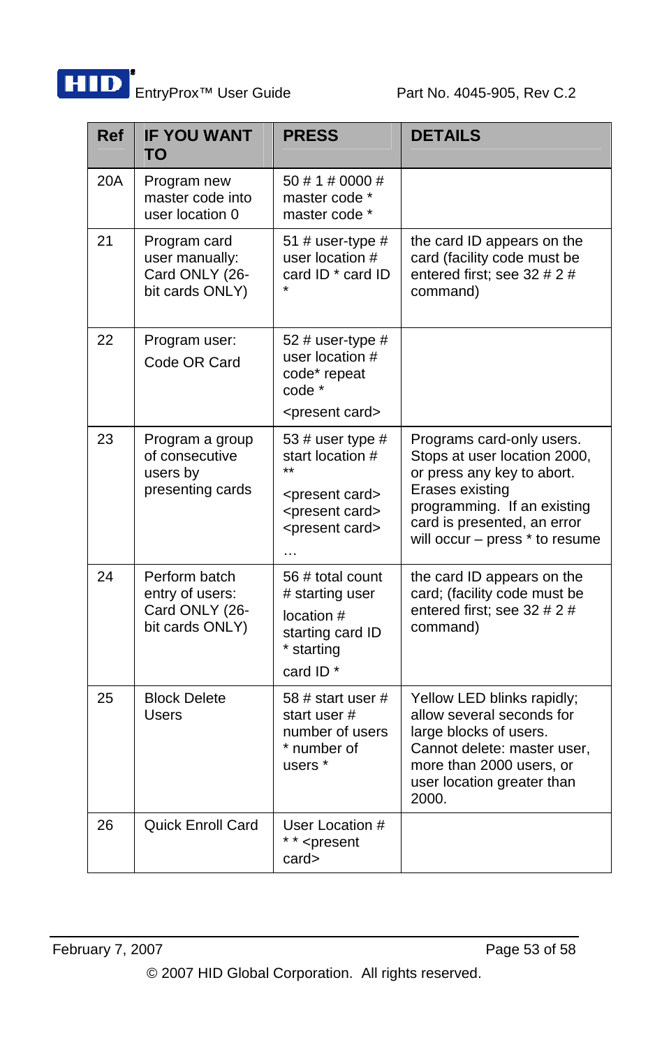| Ref | IF YOU WANT TO | PRESS | DETAILS |
|---|---|---|---|
| 20A | Program new master code into user location 0 | 50 # 1 # 0000 # master code * master code * | |
| 21 | Program card user manually: Card ONLY (26-bit cards ONLY) | 51 # user-type # user location # card ID * card ID * | the card ID appears on the card (facility code must be entered first; see 32 # 2 # command) |
| 22 | Program user: Code OR Card | 52 # user-type # user location # code* repeat code * <present card> | |
| 23 | Program a group of consecutive users by presenting cards | 53 # user type # start location # ** <present card> <present card> <present card> … | Programs card-only users. Stops at user location 2000, or press any key to abort. Erases existing programming. If an existing card is presented, an error will occur – press * to resume |
| 24 | Perform batch entry of users: Card ONLY (26-bit cards ONLY) | 56 # total count # starting user location # starting card ID * starting card ID * | the card ID appears on the card; (facility code must be entered first; see 32 # 2 # command) |
| 25 | Block Delete Users | 58 # start user # start user # number of users * number of users * | Yellow LED blinks rapidly; allow several seconds for large blocks of users. Cannot delete: master user, more than 2000 users, or user location greater than 2000. |
| 26 | Quick Enroll Card | User Location # * * <present card> | |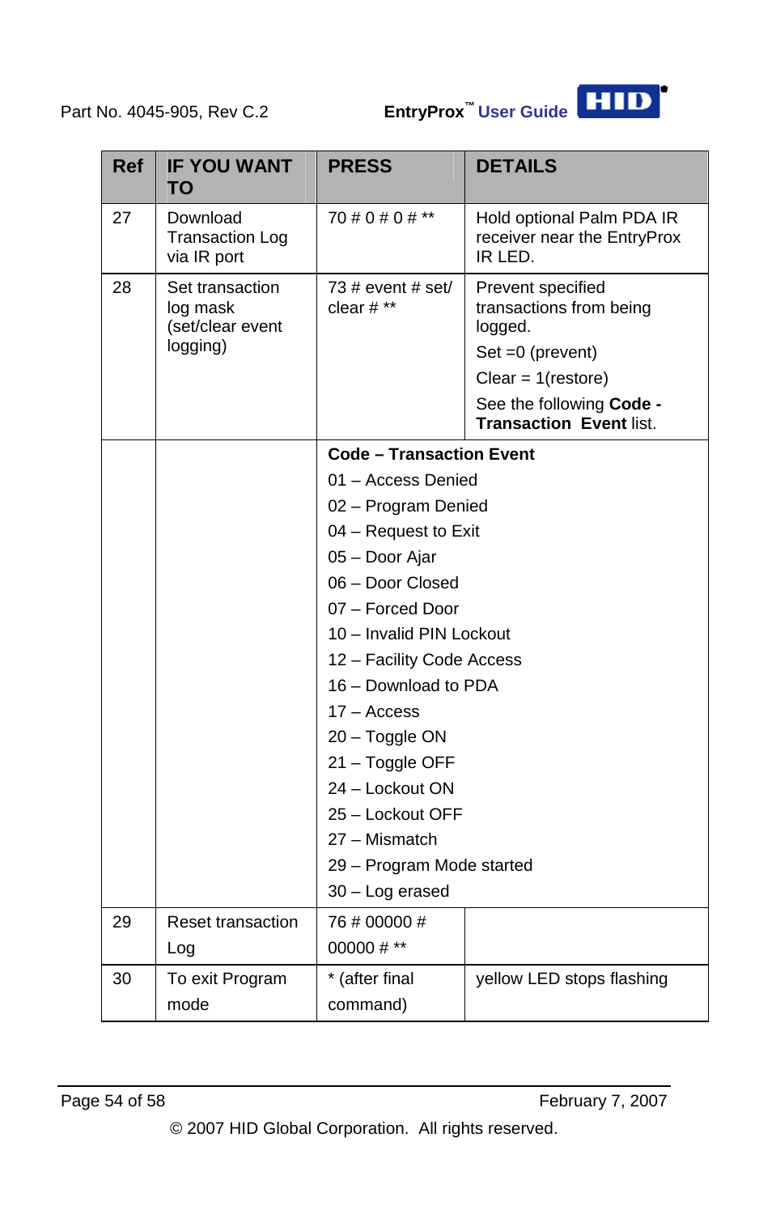| Ref | IF YOU WANT TO | PRESS | DETAILS |
|---|---|---|---|
| 27 | Download Transaction Log via IR port | 70 # 0 # 0 # ** | Hold optional Palm PDA IR receiver near the EntryProx IR LED. |
| 28 | Set transaction log mask (set/clear event logging) | 73 # event # set/ clear # ** | Prevent specified transactions from being logged.<br>Set =0 (prevent)<br>Clear = 1(restore)<br>See the following **Code - Transaction Event** list. |
| | | **Code – Transaction Event**<br>01 – Access Denied<br>02 – Program Denied<br>04 – Request to Exit<br>05 – Door Ajar<br>06 – Door Closed<br>07 – Forced Door<br>10 – Invalid PIN Lockout<br>12 – Facility Code Access<br>16 – Download to PDA<br>17 – Access<br>20 – Toggle ON<br>21 – Toggle OFF<br>24 – Lockout ON<br>25 – Lockout OFF<br>27 – Mismatch<br>29 – Program Mode started<br>30 – Log erased | |
| 29 | Reset transaction Log | 76 # 00000 # 00000 # ** | |
| 30 | To exit Program mode | * (after final command) | yellow LED stops flashing |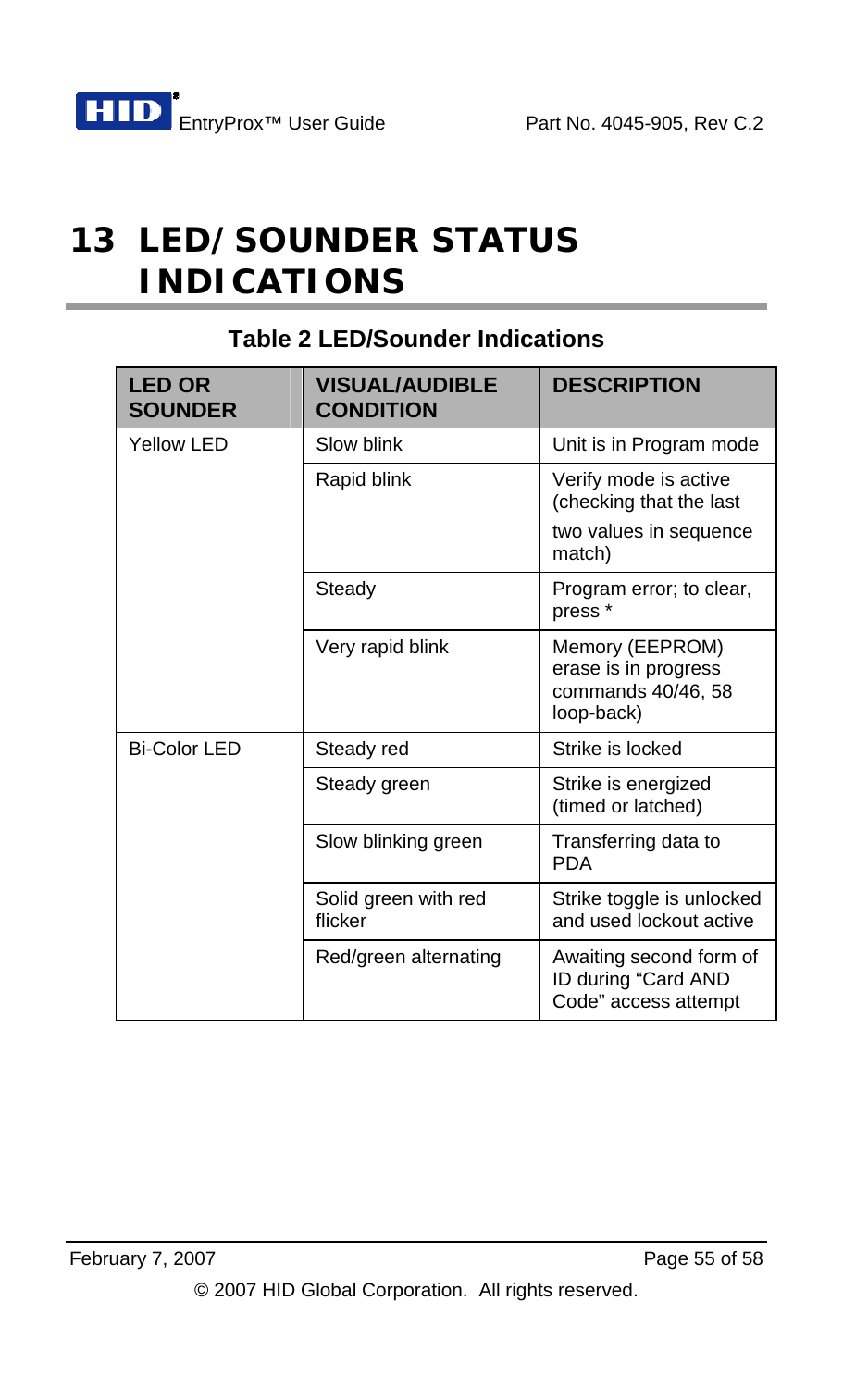# 13 LED/SOUNDER STATUS INDICATIONS

**Table 2 LED/Sounder Indications**

| LED OR SOUNDER | VISUAL/AUDIBLE CONDITION | DESCRIPTION |
|---|---|---|
| Yellow LED | Slow blink | Unit is in Program mode |
| | Rapid blink | Verify mode is active (checking that the last two values in sequence match) |
| | Steady | Program error; to clear, press * |
| | Very rapid blink | Memory (EEPROM) erase is in progress commands 40/46, 58 loop-back) |
| Bi-Color LED | Steady red | Strike is locked |
| | Steady green | Strike is energized (timed or latched) |
| | Slow blinking green | Transferring data to PDA |
| | Solid green with red flicker | Strike toggle is unlocked and used lockout active |
| | Red/green alternating | Awaiting second form of ID during “Card AND Code” access attempt |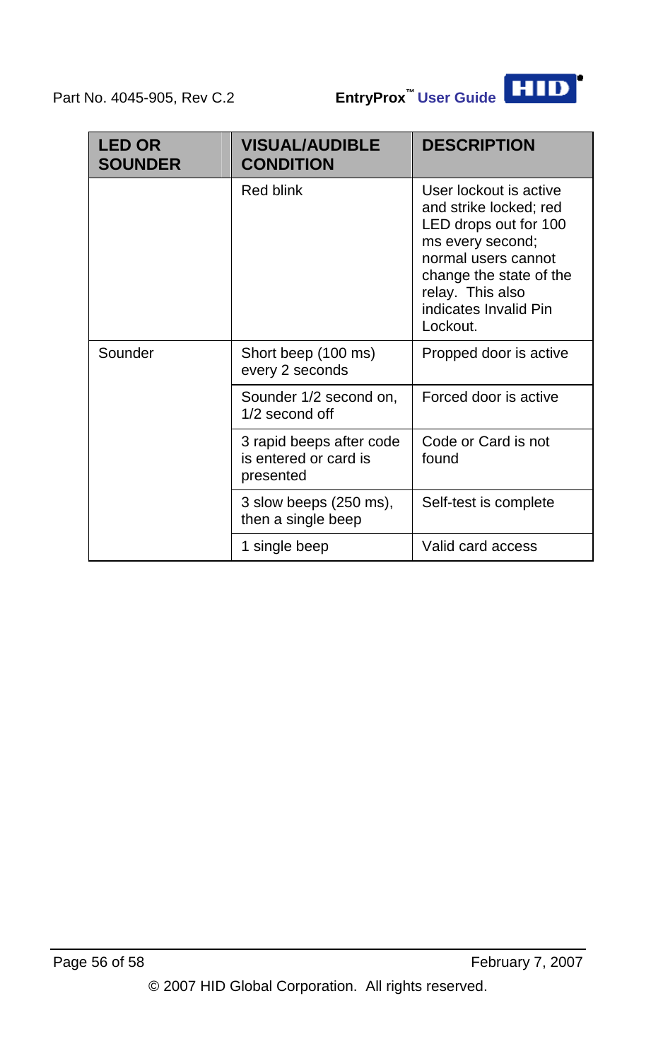| LED OR SOUNDER | VISUAL/AUDIBLE CONDITION | DESCRIPTION |
|---|---|---|
| | Red blink | User lockout is active and strike locked; red LED drops out for 100 ms every second; normal users cannot change the state of the relay. This also indicates Invalid Pin Lockout. |
| Sounder | Short beep (100 ms) every 2 seconds | Propped door is active |
| | Sounder 1/2 second on, 1/2 second off | Forced door is active |
| | 3 rapid beeps after code is entered or card is presented | Code or Card is not found |
| | 3 slow beeps (250 ms), then a single beep | Self-test is complete |
| | 1 single beep | Valid card access |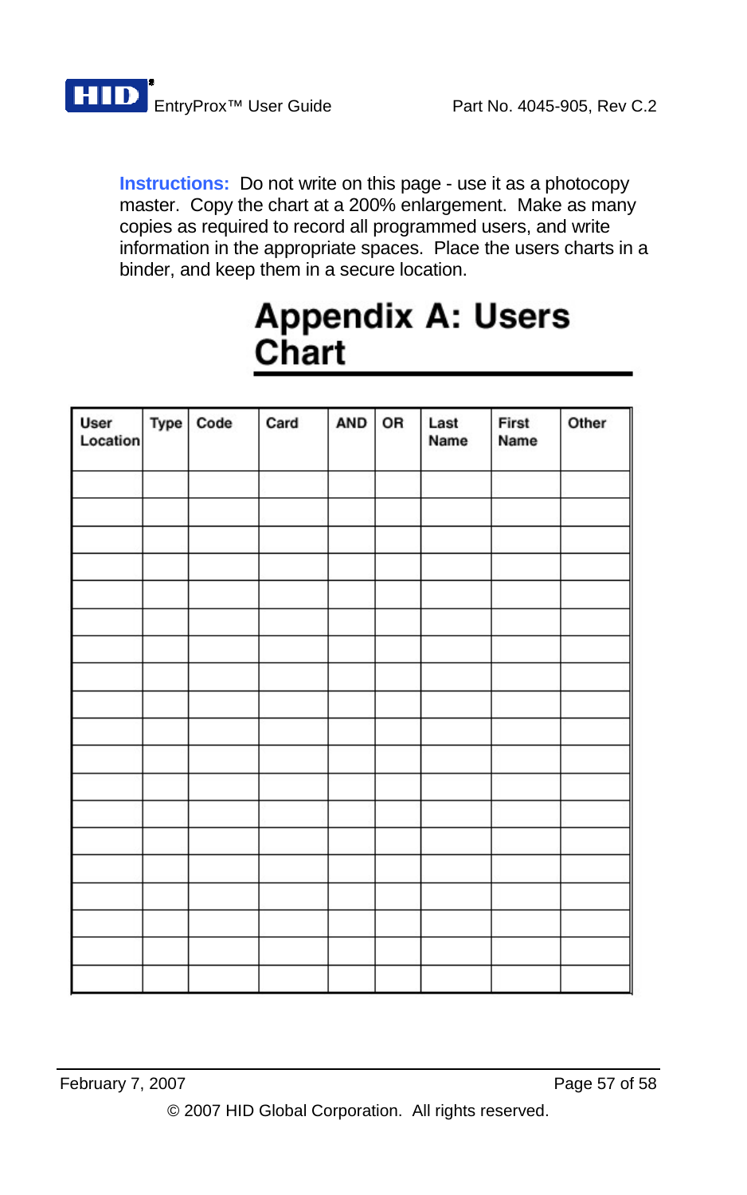**Instructions:** Do not write on this page - use it as a photocopy master. Copy the chart at a 200% enlargement. Make as many copies as required to record all programmed users, and write information in the appropriate spaces. Place the users charts in a binder, and keep them in a secure location.

# Appendix A: Users Chart

| User Location | Type | Code | Card | AND | OR | Last Name | First Name | Other |
|---|---|---|---|---|---|---|---|---|
| | | | | | | | | |
| | | | | | | | | |
| | | | | | | | | |
| | | | | | | | | |
| | | | | | | | | |
| | | | | | | | | |
| | | | | | | | | |
| | | | | | | | | |
| | | | | | | | | |
| | | | | | | | | |
| | | | | | | | | |
| | | | | | | | | |
| | | | | | | | | |
| | | | | | | | | |
| | | | | | | | | |
| | | | | | | | | |
| | | | | | | | | |
| | | | | | | | | |
| | | | | | | | | |

© 2007 HID Global Corporation. All rights reserved.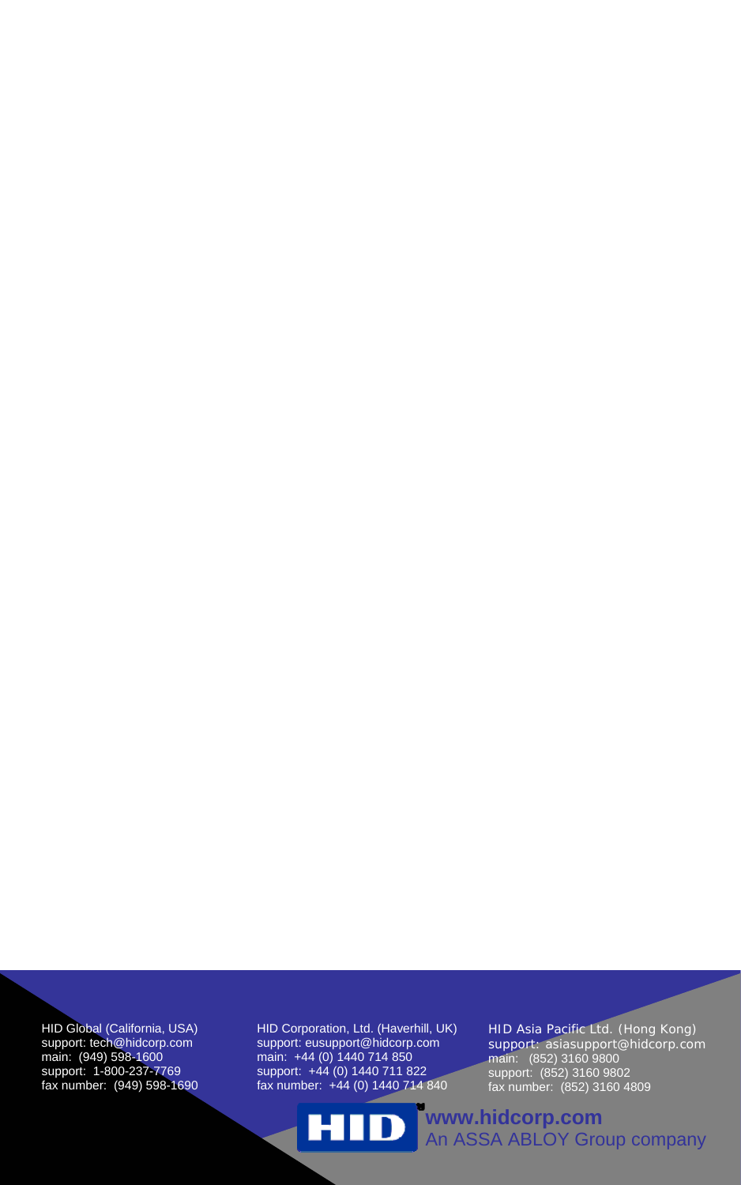HID Global (California, USA)
support: tech@hidcorp.com
main: (949) 598-1600
support: 1-800-237-7769
fax number: (949) 598-1690

HID Corporation, Ltd. (Haverhill, UK)
support: eusupport@hidcorp.com
main: +44 (0) 1440 714 850
support: +44 (0) 1440 711 822
fax number: +44 (0) 1440 714 840

HID Asia Pacific Ltd. (Hong Kong)
support: asiasupport@hidcorp.com
main: (852) 3160 9800
support: (852) 3160 9802
fax number: (852) 3160 4809

**www.hidcorp.com**
An ASSA ABLOY Group company